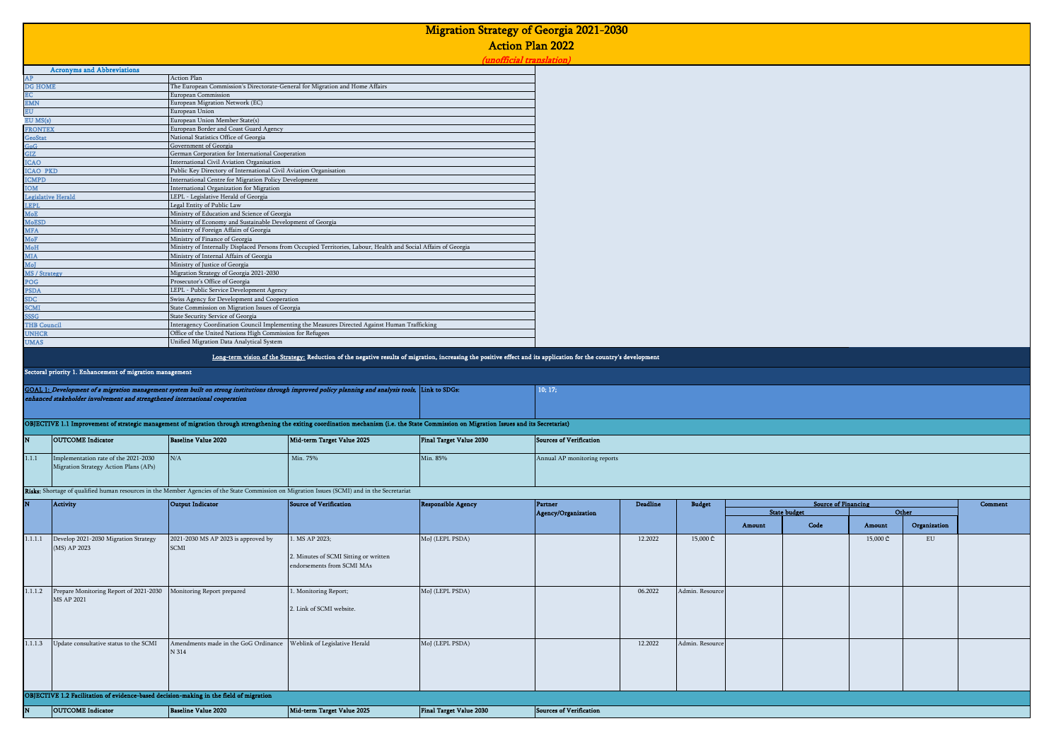# Migration Strategy of Georgia 2021-2030

## Action Plan 2022

*(unofficial translation)*

| Acronyms and Abbreviations | |
|---|---|
| AP | Action Plan |
| DG HOME | The European Commission's Directorate-General for Migration and Home Affairs |
| EC | European Commission |
| EMN | European Migration Network (EC) |
| EU | European Union |
| EU MS(s) | European Union Member State(s) |
| FRONTEX | European Border and Coast Guard Agency |
| GeoStat | National Statistics Office of Georgia |
| GoG | Government of Georgia |
| GIZ | German Corporation for International Cooperation |
| ICAO | International Civil Aviation Organisation |
| ICAO PKD | Public Key Directory of International Civil Aviation Organisation |
| ICMPD | International Centre for Migration Policy Development |
| IOM | International Organization for Migration |
| Legislative Herald | LEPL - Legislative Herald of Georgia |
| LEPL | Legal Entity of Public Law |
| MoE | Ministry of Education and Science of Georgia |
| MoESD | Ministry of Economy and Sustainable Development of Georgia |
| MFA | Ministry of Foreign Affairs of Georgia |
| MoF | Ministry of Finance of Georgia |
| MoH | Ministry of Internally Displaced Persons from Occupied Territories, Labour, Health and Social Affairs of Georgia |
| MIA | Ministry of Internal Affairs of Georgia |
| MoJ | Ministry of Justice of Georgia |
| MS / Strategy | Migration Strategy of Georgia 2021-2030 |
| POG | Prosecutor's Office of Georgia |
| PSDA | LEPL - Public Service Development Agency |
| SDC | Swiss Agency for Development and Cooperation |
| SCMI | State Commission on Migration Issues of Georgia |
| SSSG | State Security Service of Georgia |
| THB Council | Interagency Coordination Council Implementing the Measures Directed Against Human Trafficking |
| UNHCR | Office of the United Nations High Commission for Refugees |
| UMAS | Unified Migration Data Analytical System |

**Long-term vision of the Strategy: Reduction of the negative results of migration, increasing the positive effect and its application for the country's development**

**Sectoral priority 1. Enhancement of migration management**

**GOAL 1:** ***Development of a migration management system built on strong institutions through improved policy planning and analysis tools, enhanced stakeholder involvement and strengthened international cooperation***

Link to SDGs: 10; 17;

**OBJECTIVE 1.1 Improvement of strategic management of migration through strengthening the exiting coordination mechanism (i.e. the State Commission on Migration Issues and its Secretariat)**

| N | OUTCOME Indicator | Baseline Value 2020 | Mid-term Target Value 2025 | Final Target Value 2030 | Sources of Verification |
|---|---|---|---|---|---|
| 1.1.1 | Implementation rate of the 2021-2030 Migration Strategy Action Plans (APs) | N/A | Min. 75% | Min. 85% | Annual AP monitoring reports |

**Risks:** Shortage of qualified human resources in the Member Agencies of the State Commission on Migration Issues (SCMI) and in the Secretariat

| N | Activity | Output Indicator | Source of Verification | Responsible Agency | Partner Agency/Organization | Deadline | Budget | Source of Financing | | | | Comment |
|---|---|---|---|---|---|---|---|---|---|---|---|---|
| | | | | | | | | State budget | | Other | | |
| | | | | | | | | Amount | Code | Amount | Organization | |
| 1.1.1.1 | Develop 2021-2030 Migration Strategy (MS) AP 2023 | 2021-2030 MS AP 2023 is approved by SCMI | 1. MS AP 2023;<br>2. Minutes of SCMI Sitting or written endorsements from SCMI MAs | MoJ (LEPL PSDA) | | 12.2022 | 15,000 ₾ | | | 15,000 ₾ | EU | |
| 1.1.1.2 | Prepare Monitoring Report of 2021-2030 MS AP 2021 | Monitoring Report prepared | 1. Monitoring Report;<br>2. Link of SCMI website. | MoJ (LEPL PSDA) | | 06.2022 | Admin. Resource | | | | | |
| 1.1.1.3 | Update consultative status to the SCMI | Amendments made in the GoG Ordinance N 314 | Weblink of Legislative Herald | MoJ (LEPL PSDA) | | 12.2022 | Admin. Resource | | | | | |

**OBJECTIVE 1.2 Facilitation of evidence-based decision-making in the field of migration**

| N | OUTCOME Indicator | Baseline Value 2020 | Mid-term Target Value 2025 | Final Target Value 2030 | Sources of Verification |
|---|---|---|---|---|---|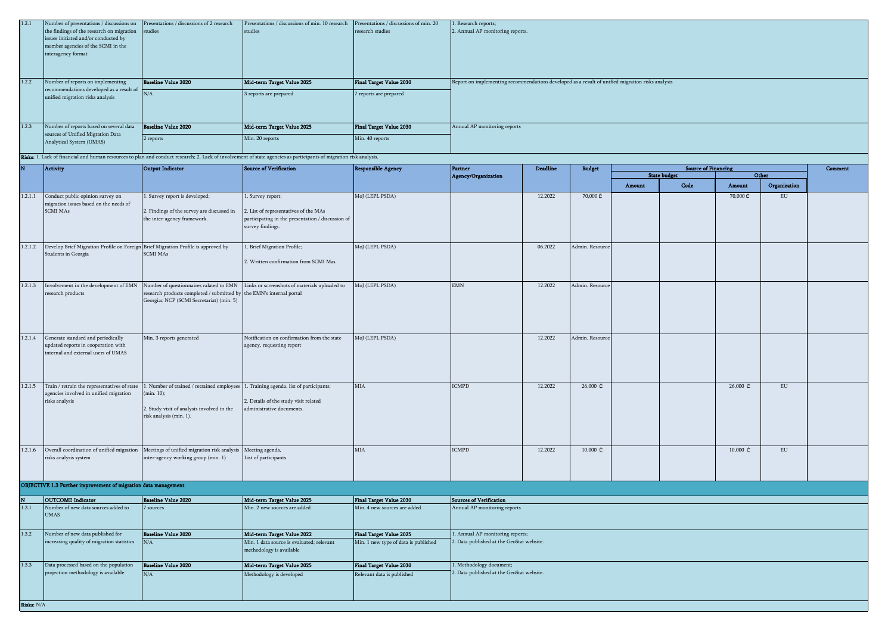| 1.2.1 | Number of presentations / discussions on the findings of the research on migration issues initiated and/or conducted by member agencies of the SCMI in the interagency format | Presentations / discussions of 2 research studies | Presentations / discussions of min. 10 research studies | Presentations / discussions of min. 20 research studies | 1. Research reports; 2. Annual AP monitoring reports. |
|---|---|---|---|---|---|
| 1.2.2 | Number of reports on implementing recommendations developed as a result of unified migration risks analysis | **Baseline Value 2020** N/A | **Mid-term Target Value 2025** 3 reports are prepared | **Final Target Value 2030** 7 reports are prepared | Report on implementing recommendations developed as a result of unified migration risks analysis |
| 1.2.3 | Number of reports based on several data sources of Unified Migration Data Analytical System (UMAS) | **Baseline Value 2020** 2 reports | **Mid-term Target Value 2025** Min. 20 reports | **Final Target Value 2030** Min. 40 reports | Annual AP monitoring reports |

**Risks:** 1. Lack of financial and human resources to plan and conduct research; 2. Lack of involvement of state agencies as participants of migration risk analysis.

| N | Activity | Output Indicator | Source of Verification | Responsible Agency | Partner Agency/Organization | Deadline | Budget | Source of Financing | | | | Comment |
|---|---|---|---|---|---|---|---|---|---|---|---|---|
| | | | | | | | | State budget | | Other | | |
| | | | | | | | | Amount | Code | Amount | Organization | |
| 1.2.1.1 | Conduct public opinion survey on migration issues based on the needs of SCMI MAs | 1. Survey report is developed; 2. Findings of the survey are discussed in the inter-agency framework. | 1. Survey report; 2. List of representatives of the MAs participating in the presentation / discussion of survey findings. | MoJ (LEPL PSDA) | | 12.2022 | 70,000 ₾ | | | 70,000 ₾ | EU | |
| 1.2.1.2 | Develop Brief Migration Profile on Foreign Students in Georgia | Brief Migration Profile is approved by SCMI MAs | 1. Brief Migration Profile; 2. Written confirmation from SCMI Mas. | MoJ (LEPL PSDA) | | 06.2022 | Admin. Resource | | | | | |
| 1.2.1.3 | Involvement in the development of EMN research products | Number of questionnaires ralated to EMN research products completed / submitted by Georgiac NCP (SCMI Secretariat) (min. 5) | Links or screenshots of materials uploaded to the EMN's internal portal | MoJ (LEPL PSDA) | EMN | 12.2022 | Admin. Resource | | | | | |
| 1.2.1.4 | Generate standard and periodically updated reports in cooperation with internal and external users of UMAS | Min. 3 reports generated | Notification on confirmation from the state agency, requesting report | MoJ (LEPL PSDA) | | 12.2022 | Admin. Resource | | | | | |
| 1.2.1.5 | Train / retrain the representatives of state agencies involved in unified migration risks analysis | 1. Number of trained / retrained employees (min. 10); 2. Study visit of analysts involved in the risk analysis (min. 1). | 1. Training agenda, list of participants; 2. Details of the study visit related administrative documents. | MIA | ICMPD | 12.2022 | 26,000 ₾ | | | 26,000 ₾ | EU | |
| 1.2.1.6 | Overall coordination of unified migration risks analysis system | Meetings of unified migration risk analysis inter-agency working group (min. 1) | Meeting agenda, List of participants | MIA | ICMPD | 12.2022 | 10,000 ₾ | | | 10,000 ₾ | EU | |

**OBJECTIVE 1.3 Further improvement of migration data management**

| N | OUTCOME Indicator | Baseline Value 2020 | Mid-term Target Value 2025 | Final Target Value 2030 | Sources of Verification |
|---|---|---|---|---|---|
| 1.3.1 | Number of new data sources added to UMAS | 7 sources | Min. 2 new sources are added | Min. 4 new sources are added | Annual AP monitoring reports |
| 1.3.2 | Number of new data published for increasing quality of migration statistics | **Baseline Value 2020** N/A | **Mid-term Target Value 2022** Min. 1 data source is evaluated; relevant methodology is available | **Final Target Value 2025** Min. 1 new type of data is published | 1. Annual AP monitoring reports; 2. Data published at the GeoStat website. |
| 1.3.3 | Data processed based on the population projection methodology is available | **Baseline Value 2020** N/A | **Mid-term Target Value 2025** Methodology is developed | **Final Target Value 2030** Relevant data is published | 1. Methodology document; 2. Data published at the GeoStat website. |

**Risks:** N/A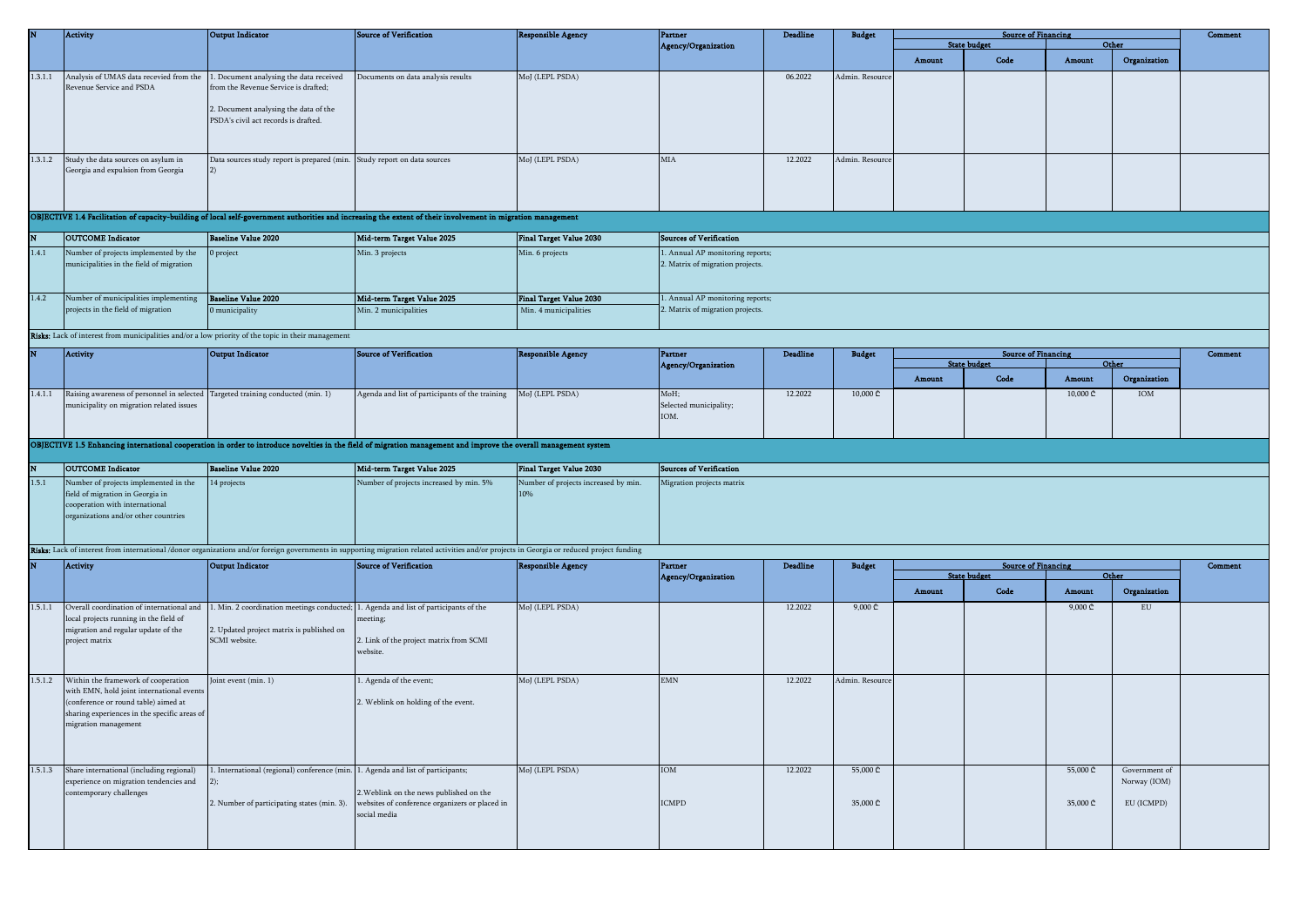| N | Activity | Output Indicator | Source of Verification | Responsible Agency | Partner Agency/Organization | Deadline | Budget | Source of Financing | | | | Comment |
|---|---|---|---|---|---|---|---|---|---|---|---|---|
| | | | | | | | | State budget | | Other | | |
| | | | | | | | | Amount | Code | Amount | Organization | |
| 1.3.1.1 | Analysis of UMAS data recevied from the Revenue Service and PSDA | 1. Document analysing the data received from the Revenue Service is drafted;<br><br>2. Document analysing the data of the PSDA's civil act records is drafted. | Documents on data analysis results | MoJ (LEPL PSDA) | | 06.2022 | Admin. Resource | | | | | |
| 1.3.1.2 | Study the data sources on asylum in Georgia and expulsion from Georgia | Data sources study report is prepared (min. 2) | Study report on data sources | MoJ (LEPL PSDA) | MIA | 12.2022 | Admin. Resource | | | | | |

**OBJECTIVE 1.4 Facilitation of capacity-building of local self-government authorities and increasing the extent of their involvement in migration management**

| N | OUTCOME Indicator | Baseline Value 2020 | Mid-term Target Value 2025 | Final Target Value 2030 | Sources of Verification |
|---|---|---|---|---|---|
| 1.4.1 | Number of projects implemented by the municipalities in the field of migration | 0 project | Min. 3 projects | Min. 6 projects | 1. Annual AP monitoring reports;<br>2. Matrix of migration projects. |
| 1.4.2 | Number of municipalities implementing projects in the field of migration | **Baseline Value 2020**<br>0 municipality | **Mid-term Target Value 2025**<br>Min. 2 municipalities | **Final Target Value 2030**<br>Min. 4 municipalities | 1. Annual AP monitoring reports;<br>2. Matrix of migration projects. |

**Risks:** Lack of interest from municipalities and/or a low priority of the topic in their management

| N | Activity | Output Indicator | Source of Verification | Responsible Agency | Partner Agency/Organization | Deadline | Budget | Source of Financing | | | | Comment |
|---|---|---|---|---|---|---|---|---|---|---|---|---|
| | | | | | | | | State budget | | Other | | |
| | | | | | | | | Amount | Code | Amount | Organization | |
| 1.4.1.1 | Raising awareness of personnel in selected municipality on migration related issues | Targeted training conducted (min. 1) | Agenda and list of participants of the training | MoJ (LEPL PSDA) | MoH;<br>Selected municipality;<br>IOM. | 12.2022 | 10,000 ₾ | | | 10,000 ₾ | IOM | |

**OBJECTIVE 1.5 Enhancing international cooperation in order to introduce novelties in the field of migration management and improve the overall management system**

| N | OUTCOME Indicator | Baseline Value 2020 | Mid-term Target Value 2025 | Final Target Value 2030 | Sources of Verification |
|---|---|---|---|---|---|
| 1.5.1 | Number of projects implemented in the field of migration in Georgia in cooperation with international organizations and/or other countries | 14 projects | Number of projects increased by min. 5% | Number of projects increased by min. 10% | Migration projects matrix |

**Risks:** Lack of interest from international /donor organizations and/or foreign governments in supporting migration related activities and/or projects in Georgia or reduced project funding

| N | Activity | Output Indicator | Source of Verification | Responsible Agency | Partner Agency/Organization | Deadline | Budget | Source of Financing | | | | Comment |
|---|---|---|---|---|---|---|---|---|---|---|---|---|
| | | | | | | | | State budget | | Other | | |
| | | | | | | | | Amount | Code | Amount | Organization | |
| 1.5.1.1 | Overall coordination of international and local projects running in the field of migration and regular update of the project matrix | 1. Min. 2 coordination meetings conducted;<br><br>2. Updated project matrix is published on SCMI website. | 1. Agenda and list of participants of the meeting;<br><br>2. Link of the project matrix from SCMI website. | MoJ (LEPL PSDA) | | 12.2022 | 9,000 ₾ | | | 9,000 ₾ | EU | |
| 1.5.1.2 | Within the framework of cooperation with EMN, hold joint international events (conference or round table) aimed at sharing experiences in the specific areas of migration management | Joint event (min. 1) | 1. Agenda of the event;<br><br>2. Weblink on holding of the event. | MoJ (LEPL PSDA) | EMN | 12.2022 | Admin. Resource | | | | | |
| 1.5.1.3 | Share international (including regional) experience on migration tendencies and contemporary challenges | 1. International (regional) conference (min. 2);<br><br>2. Number of participating states (min. 3). | 1. Agenda and list of participants;<br><br>2.Weblink on the news published on the websites of conference organizers or placed in social media | MoJ (LEPL PSDA) | IOM<br><br>ICMPD | 12.2022 | 55,000 ₾<br><br>35,000 ₾ | | | 55,000 ₾<br><br>35,000 ₾ | Government of Norway (IOM)<br><br>EU (ICMPD) | |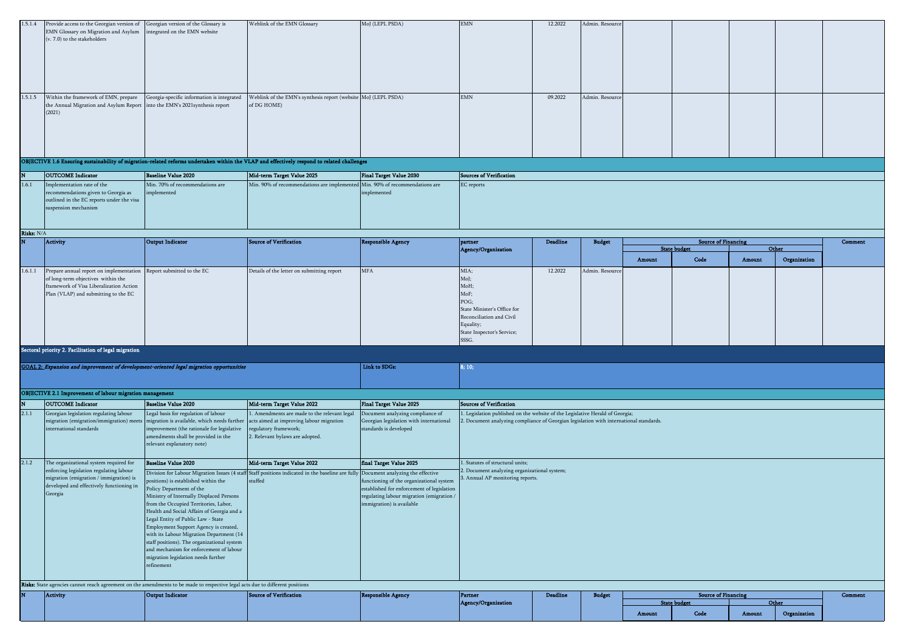| N | Activity | Output Indicator | Source of Verification | Responsible Agency | partner Agency/Organization | Deadline | Budget | Source of Financing | | | | Comment |
|---|---|---|---|---|---|---|---|---|---|---|---|---|
| | | | | | | | | State budget | | Other | | |
| | | | | | | | | Amount | Code | Amount | Organization | |
| 1.5.1.4 | Provide access to the Georgian version of EMN Glossary on Migration and Asylum (v. 7.0) to the stakeholders | Georgian version of the Glossary is integrated on the EMN website | Weblink of the EMN Glossary | MoJ (LEPL PSDA) | EMN | 12.2022 | Admin. Resource | | | | | |
| 1.5.1.5 | Within the framework of EMN, prepare the Annual Migration and Asylum Report (2021) | Georgia-specific information is integrated into the EMN's 2021synthesis report | Weblink of the EMN's synthesis report (website of DG HOME) | MoJ (LEPL PSDA) | EMN | 09.2022 | Admin. Resource | | | | | |

**OBJECTIVE 1.6 Ensuring sustainability of migration-related reforms undertaken within the VLAP and effectively respond to related challenges**

| N | OUTCOME Indicator | Baseline Value 2020 | Mid-term Target Value 2025 | Final Target Value 2030 | Sources of Verification |
|---|---|---|---|---|---|
| 1.6.1 | Implementation rate of the recommendations given to Georgia as outlined in the EC reports under the visa suspension mechanism | Min. 70% of recommendations are implemented | Min. 90% of recommendations are implemented | Min. 90% of recommendations are implemented | EC reports |

**Risks:** N/A

| N | Activity | Output Indicator | Source of Verification | Responsible Agency | partner Agency/Organization | Deadline | Budget | Source of Financing | | | | Comment |
|---|---|---|---|---|---|---|---|---|---|---|---|---|
| | | | | | | | | State budget | | Other | | |
| | | | | | | | | Amount | Code | Amount | Organization | |
| 1.6.1.1 | Prepare annual report on implementation of long-term objectives within the framework of Visa Liberalization Action Plan (VLAP) and submitting to the EC | Report submitted to the EC | Details of the letter on submitting report | MFA | MIA; MoJ; MoH; MoF; POG; State Minister's Office for Reconciliation and Civil Equality; State Inspector's Service; SSSG. | 12.2022 | Admin. Resource | | | | | |

**Sectoral priority 2. Facilitation of legal migration**

**GOAL 2:** ***Expansion and improvement of development-oriented legal migration opportunities*** — **Link to SDGs:** 8; 10;

**OBJECTIVE 2.1 Improvement of labour migration management**

| N | OUTCOME Indicator | Baseline Value 2020 | Mid-term Target Value 2022 | Final Target Value 2025 | Sources of Verification |
|---|---|---|---|---|---|
| 2.1.1 | Georgian legislation regulating labour migration (emigration/immigration) meets international standards | Legal basis for regulation of labour migration is available, which needs further improvement (the rationale for legislative amendments shall be provided in the relevant explanatory note) | 1. Amendments are made to the relevant legal acts aimed at improving labour migration regulatory framework;<br>2. Relevant bylaws are adopted. | Document analyzing compliance of Georgian legislation with international standards is developed | 1. Legislation published on the website of the Legislative Herald of Georgia;<br>2. Document analyzing compliance of Georgian legislation with international standards. |
| 2.1.2 | The organizational system required for enforcing legislation regulating labour migration (emigration / immigration) is developed and effectively functioning in Georgia | **Baseline Value 2020**<br>Division for Labour Migration Issues (4 staff positions) is established within the Policy Department of the Ministry of Internally Displaced Persons from the Occupied Territories, Labor, Health and Social Affairs of Georgia and a Legal Entity of Public Law - State Employment Support Agency is created, with its Labour Migration Department (14 staff positions). The organizational system and mechanism for enforcement of labour migration legislation needs further refinement | **Mid-term Target Value 2022**<br>Staff positions indicated in the baseline are fully stuffed | **final Target Value 2025**<br>Document analyzing the effective functioning of the organizational system established for enforcement of legislation regulating labour migration (emigration / immigration) is available | 1. Statutes of structural units;<br>2. Document analyzing organizational system;<br>3. Annual AP monitoring reports. |

**Risks:** State agencies cannot reach agreement on the amendments to be made to respective legal acts due to different positions

| N | Activity | Output Indicator | Source of Verification | Responsible Agency | Partner Agency/Organization | Deadline | Budget | Source of Financing | | | | Comment |
|---|---|---|---|---|---|---|---|---|---|---|---|---|
| | | | | | | | | State budget | | Other | | |
| | | | | | | | | Amount | Code | Amount | Organization | |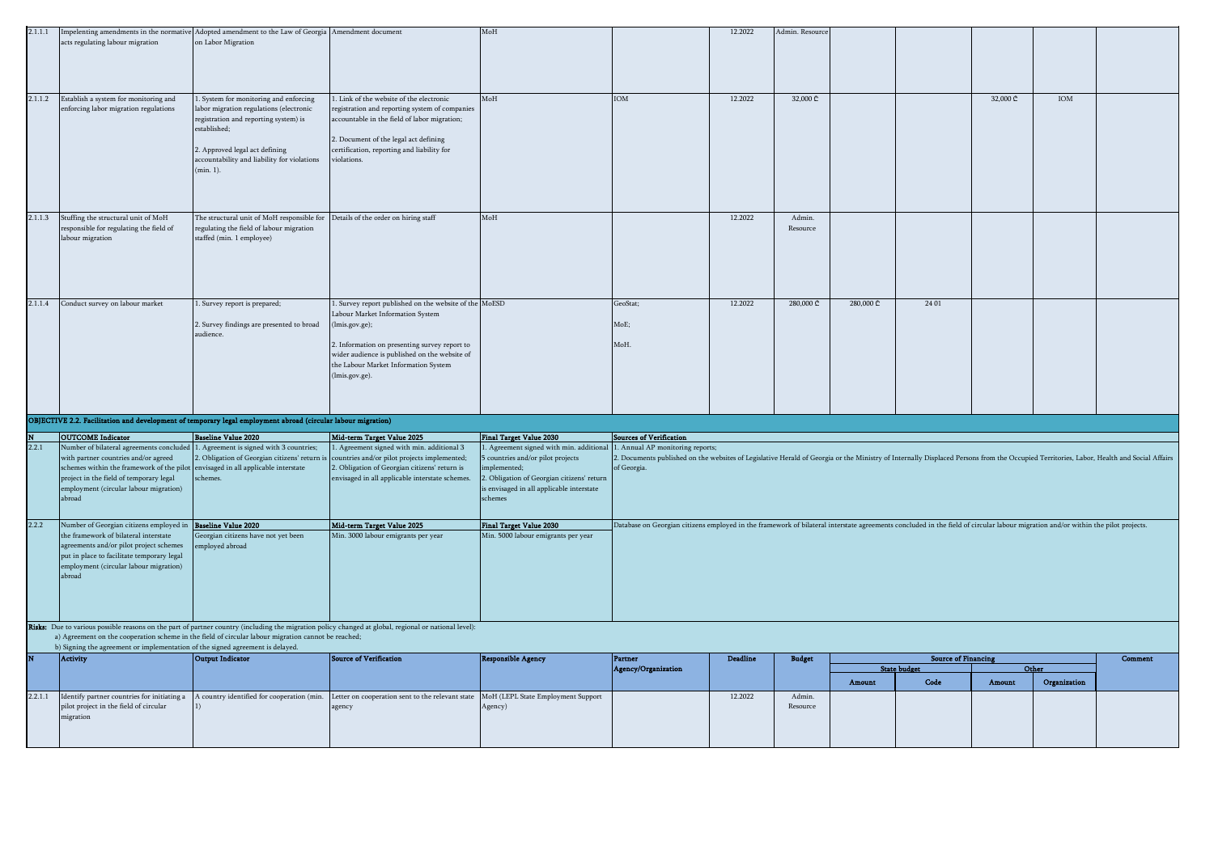| N | Activity | Output Indicator | Source of Verification | Responsible Agency | Partner Agency/Organization | Deadline | Budget | State budget Amount | State budget Code | Other Amount | Other Organization | Comment |
|---|---|---|---|---|---|---|---|---|---|---|---|---|
| 2.1.1.1 | Impelenting amendments in the normative acts regulating labour migration | Adopted amendment to the Law of Georgia on Labor Migration | Amendment document | MoH | | 12.2022 | Admin. Resource | | | | | |
| 2.1.1.2 | Establish a system for monitoring and enforcing labor migration regulations | 1. System for monitoring and enforcing labor migration regulations (electronic registration and reporting system) is established;<br><br>2. Approved legal act defining accountability and liability for violations (min. 1). | 1. Link of the website of the electronic registration and reporting system of companies accountable in the field of labor migration;<br><br>2. Document of the legal act defining certification, reporting and liability for violations. | MoH | IOM | 12.2022 | 32,000 ₾ | | | 32,000 ₾ | IOM | |
| 2.1.1.3 | Stuffing the structural unit of MoH responsible for regulating the field of labour migration | The structural unit of MoH responsible for regulating the field of labour migration staffed (min. 1 employee) | Details of the order on hiring staff | MoH | | 12.2022 | Admin. Resource | | | | | |
| 2.1.1.4 | Conduct survey on labour market | 1. Survey report is prepared;<br><br>2. Survey findings are presented to broad audience. | 1. Survey report published on the website of the Labour Market Information System (lmis.gov.ge);<br><br>2. Information on presenting survey report to wider audience is published on the website of the Labour Market Information System (lmis.gov.ge). | MoESD | GeoStat;<br><br>MoE;<br><br>MoH. | 12.2022 | 280,000 ₾ | 280,000 ₾ | 24 01 | | | |

**OBJECTIVE 2.2. Facilitation and development of temporary legal employment abroad (circular labour migration)**

| N | OUTCOME Indicator | Baseline Value 2020 | Mid-term Target Value 2025 | Final Target Value 2030 | Sources of Verification |
|---|---|---|---|---|---|
| 2.2.1 | Number of bilateral agreements concluded with partner countries and/or agreed schemes within the framework of the pilot project in the field of temporary legal employment (circular labour migration) abroad | 1. Agreement is signed with 3 countries;<br>2. Obligation of Georgian citizens' return is envisaged in all applicable interstate schemes. | 1. Agreement signed with min. additional 3 countries and/or pilot projects implemented;<br>2. Obligation of Georgian citizens' return is envisaged in all applicable interstate schemes. | 1. Agreement signed with min. additional 5 countries and/or pilot projects implemented;<br>2. Obligation of Georgian citizens' return is envisaged in all applicable interstate schemes | 1. Annual AP monitoring reports;<br>2. Documents published on the websites of Legislative Herald of Georgia or the Ministry of Internally Displaced Persons from the Occupied Territories, Labor, Health and Social Affairs of Georgia. |
| 2.2.2 | Number of Georgian citizens employed in the framework of bilateral interstate agreements and/or pilot project schemes put in place to facilitate temporary legal employment (circular labour migration) abroad | Georgian citizens have not yet been employed abroad | Min. 3000 labour emigrants per year | Min. 5000 labour emigrants per year | Database on Georgian citizens employed in the framework of bilateral interstate agreements concluded in the field of circular labour migration and/or within the pilot projects. |

**Risks:** Due to various possible reasons on the part of partner country (including the migration policy changed at global, regional or national level):
a) Agreement on the cooperation scheme in the field of circular labour migration cannot be reached;
b) Signing the agreement or implementation of the signed agreement is delayed.

| N | Activity | Output Indicator | Source of Verification | Responsible Agency | Partner Agency/Organization | Deadline | Budget | Source of Financing: State budget Amount | Source of Financing: State budget Code | Source of Financing: Other Amount | Source of Financing: Other Organization | Comment |
|---|---|---|---|---|---|---|---|---|---|---|---|---|
| 2.2.1.1 | Identify partner countries for initiating a pilot project in the field of circular migration | A country identified for cooperation (min. 1) | Letter on cooperation sent to the relevant state agency | MoH (LEPL State Employment Support Agency) | | 12.2022 | Admin. Resource | | | | | |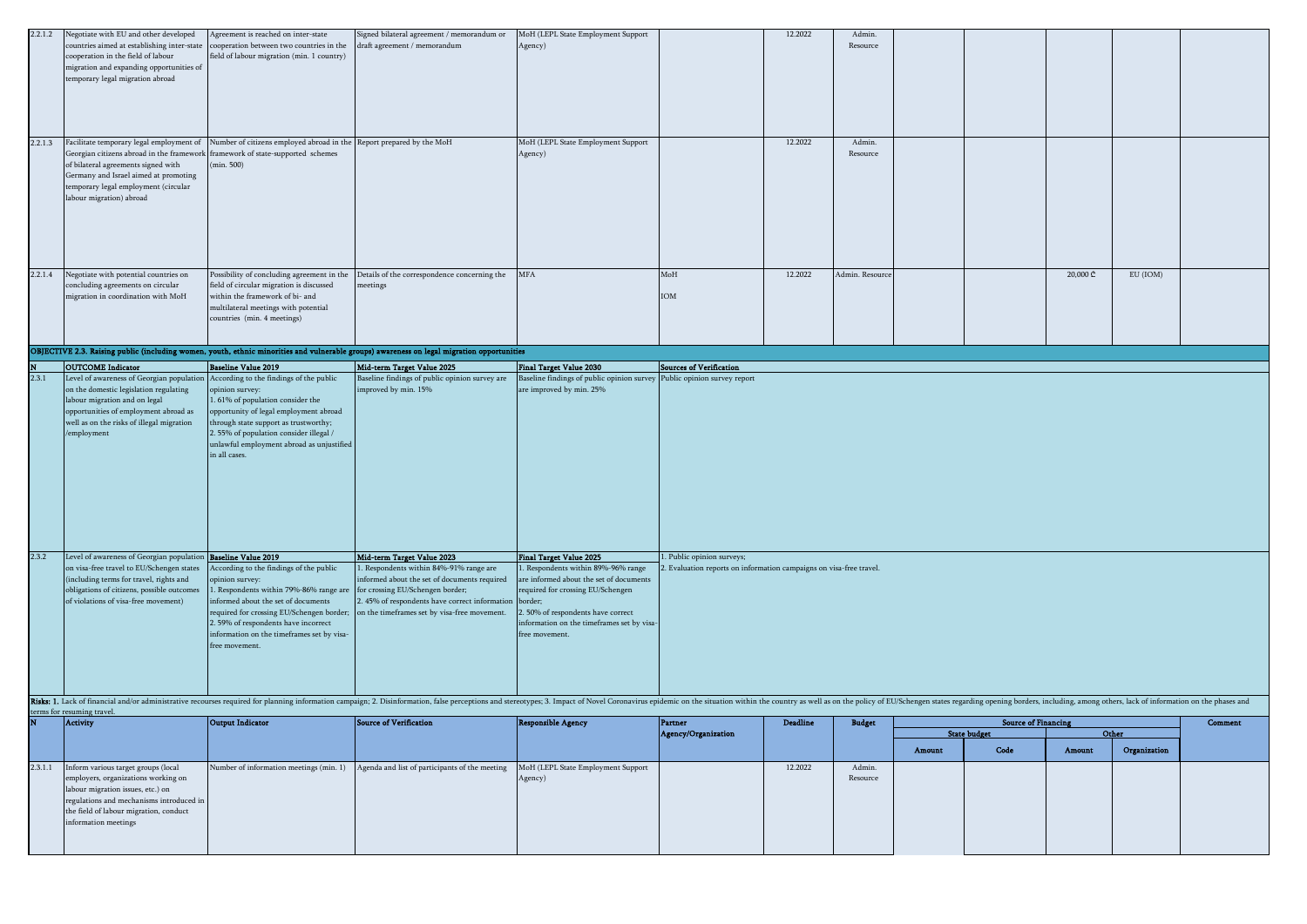| N | Activity | Output Indicator | Source of Verification | Responsible Agency | Partner Agency/Organization | Deadline | Budget | State budget Amount | State budget Code | Other Amount | Other Organization | Comment |
|---|---|---|---|---|---|---|---|---|---|---|---|---|
| 2.2.1.2 | Negotiate with EU and other developed countries aimed at establishing inter-state cooperation in the field of labour migration and expanding opportunities of temporary legal migration abroad | Agreement is reached on inter-state cooperation between two countries in the field of labour migration (min. 1 country) | Signed bilateral agreement / memorandum or draft agreement / memorandum | MoH (LEPL State Employment Support Agency) | | 12.2022 | Admin. Resource | | | | | |
| 2.2.1.3 | Facilitate temporary legal employment of Georgian citizens abroad in the framework of bilateral agreements signed with Germany and Israel aimed at promoting temporary legal employment (circular labour migration) abroad | Number of citizens employed abroad in the framework of state-supported schemes (min. 500) | Report prepared by the MoH | MoH (LEPL State Employment Support Agency) | | 12.2022 | Admin. Resource | | | | | |
| 2.2.1.4 | Negotiate with potential countries on concluding agreements on circular migration in coordination with MoH | Possibility of concluding agreement in the field of circular migration is discussed within the framework of bi- and multilateral meetings with potential countries (min. 4 meetings) | Details of the correspondence concerning the meetings | MFA | MoH<br>IOM | 12.2022 | Admin. Resource | | | 20,000 ₾ | EU (IOM) | |

**OBJECTIVE 2.3. Raising public (including women, youth, ethnic minorities and vulnerable groups) awareness on legal migration opportunities**

| N | OUTCOME Indicator | Baseline Value 2019 | Mid-term Target Value 2025 | Final Target Value 2030 | Sources of Verification |
|---|---|---|---|---|---|
| 2.3.1 | Level of awareness of Georgian population on the domestic legislation regulating labour migration and on legal opportunities of employment abroad as well as on the risks of illegal migration /employment | According to the findings of the public opinion survey:<br>1. 61% of population consider the opportunity of legal employment abroad through state support as trustworthy;<br>2. 55% of population consider illegal / unlawful employment abroad as unjustified in all cases. | Baseline findings of public opinion survey are improved by min. 15% | Baseline findings of public opinion survey are improved by min. 25% | Public opinion survey report |
| 2.3.2 | Level of awareness of Georgian population on visa-free travel to EU/Schengen states (including terms for travel, rights and obligations of citizens, possible outcomes of violations of visa-free movement) | **Baseline Value 2019**<br>According to the findings of the public opinion survey:<br>1. Respondents within 79%-86% range are informed about the set of documents required for crossing EU/Schengen border;<br>2. 59% of respondents have incorrect information on the timeframes set by visa-free movement. | **Mid-term Target Value 2023**<br>1. Respondents within 84%-91% range are informed about the set of documents required for crossing EU/Schengen border;<br>2. 45% of respondents have correct information on the timeframes set by visa-free movement. | **Final Target Value 2025**<br>1. Respondents within 89%-96% range are informed about the set of documents required for crossing EU/Schengen border;<br>2. 50% of respondents have correct information on the timeframes set by visa-free movement. | 1. Public opinion surveys;<br>2. Evaluation reports on information campaigns on visa-free travel. |

**Risks:** 1. Lack of financial and/or administrative recourses required for planning information campaign; 2. Disinformation, false perceptions and stereotypes; 3. Impact of Novel Coronavirus epidemic on the situation within the country as well as on the policy of EU/Schengen states regarding opening borders, including, among others, lack of information on the phases and terms for resuming travel.

| N | Activity | Output Indicator | Source of Verification | Responsible Agency | Partner Agency/Organization | Deadline | Budget | Source of Financing | | | | Comment |
|---|---|---|---|---|---|---|---|---|---|---|---|---|
| | | | | | | | | State budget | | Other | | |
| | | | | | | | | Amount | Code | Amount | Organization | |
| 2.3.1.1 | Inform various target groups (local employers, organizations working on labour migration issues, etc.) on regulations and mechanisms introduced in the field of labour migration, conduct information meetings | Number of information meetings (min. 1) | Agenda and list of participants of the meeting | MoH (LEPL State Employment Support Agency) | | 12.2022 | Admin. Resource | | | | | |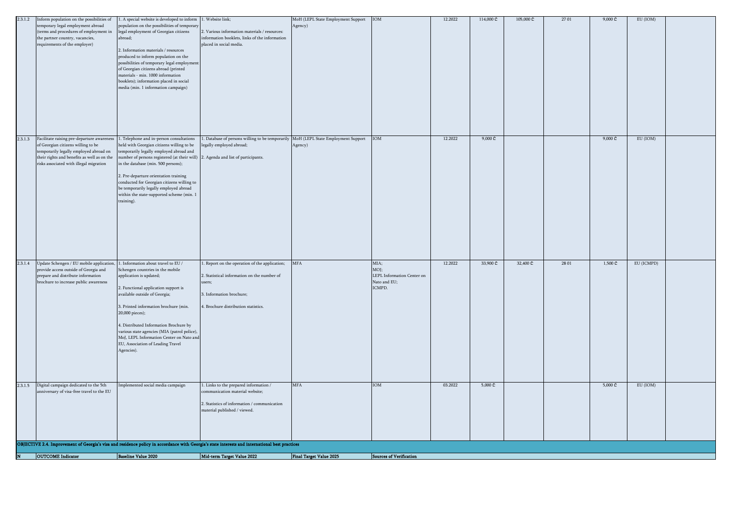| 2.3.1.2 | Inform population on the possibilities of temporary legal employment abroad (terms and procedures of employment in the partner country, vacancies, requirements of the employer) | 1. A special website is developed to inform population on the possibilities of temporary legal employment of Georgian citizens abroad;<br><br>2. Information materials / resources produced to inform population on the possibilities of temporary legal employment of Georgian citizens abroad (printed materials - min. 1000 information booklets); information placed in social media (min. 1 information campaign) | 1. Website link;<br><br>2. Various information materials / resources: information booklets, links of the information placed in social media. | MoH (LEPL State Employment Support Agency) | IOM | 12.2022 | 114,000 ₾ | 105,000 ₾ | 27 01 | 9,000 ₾ | EU (IOM) | |
|---|---|---|---|---|---|---|---|---|---|---|---|---|
| 2.3.1.3 | Facilitate raising pre-departure awareness of Georgian citizens willing to be temporarily legally employed abroad on their rights and benefits as well as on the risks associated with illegal migration | 1. Telephone and in-person consultations held with Georgian citizens willing to be temporarily legally employed abroad and number of persons registered (at their will) in the database (min. 500 persons);<br><br>2. Pre-departure orientation training conducted for Georgian citizens willing to be temporarily legally employed abroad within the state-supported scheme (min. 1 training). | 1. Database of persons willing to be temporarily legally employed abroad;<br><br>2. Agenda and list of participants. | MoH (LEPL State Employment Support Agency) | IOM | 12.2022 | 9,000 ₾ | | | 9,000 ₾ | EU (IOM) | |
| 2.3.1.4 | Update Schengen / EU mobile application, provide access outside of Georgia and prepare and distribute information brochure to increase public awareness | 1. Information about travel to EU / Schengen countries in the mobile application is updated;<br><br>2. Functional application support is available outside of Georgia;<br><br>3. Printed information brochure (min. 20,000 pieces);<br><br>4. Distributed Information Brochure by various state agencies (MIA (patrol police), MoJ, LEPL Information Center on Nato and EU, Association of Leading Travel Agencies). | 1. Report on the operation of the application;<br><br>2. Statistical information on the number of users;<br><br>3. Information brochure;<br><br>4. Brochure distribution statistics. | MFA | MIA;<br>MOJ;<br>LEPL Information Center on Nato and EU;<br>ICMPD. | 12.2022 | 33,900 ₾ | 32,400 ₾ | 28 01 | 1,500 ₾ | EU (ICMPD) | |
| 2.3.1.5 | Digital campaign dedicated to the 5th anniversary of visa-free travel to the EU | Implemented social media campaign | 1. Links to the prepared information / communication material website;<br><br>2. Statistics of information / communication material published / viewed. | MFA | IOM | 03.2022 | 5,000 ₾ | | | 5,000 ₾ | EU (IOM) | |

**OBJECTIVE 2.4. Improvement of Georgia's visa and residence policy in accordance with Georgia's state interests and international best practices**

| N | OUTCOME Indicator | Baseline Value 2020 | Mid-term Target Value 2022 | Final Target Value 2025 | Sources of Verification |
|---|---|---|---|---|---|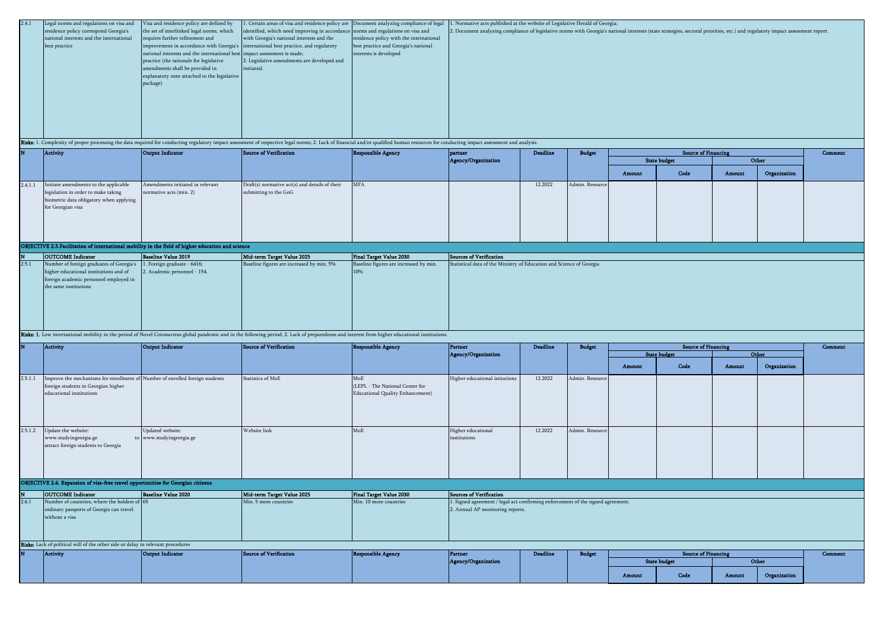| 2.4.1 | Legal norms and regulations on visa and residence policy correspond Georgia's national interests and the international best practice | Visa and residence policy are defined by the set of interlinked legal norms, which requires further refinement and improvement in accordance with Georgia's national interests and the international best practice (the rationale for legislative amendments shall be provided in explanatory note attached to the legislative package) | 1. Certain areas of visa and residence policy are identified, which need improving in accordance with Georgia's national interests and the international best practice, and regulatory impact assessment is made; 2. Legislative amendments are developed and initiated. | Document analyzing compliance of legal norms and regulations on visa and residence policy with the international best practice and Georgia's national interests is developed | 1. Normative acts published at the website of Legislative Herald of Georgia; 2. Document analyzing compliance of legislative norms with Georgia's national interests (state strategies, sectoral priorities, etc.) and regulatory impact assessment report. |
|---|---|---|---|---|---|

**Risks:** 1. Complexity of proper processing the data required for conducting regulatory impact assessment of respective legal norms; 2. Lack of financial and/or qualified human resources for conducting regulatory impact assessment and analysis.

| N | Activity | Output Indicator | Source of Verification | Responsible Agency | partner Agency/Organization | Deadline | Budget | Source of Financing | | | | Comment |
|---|---|---|---|---|---|---|---|---|---|---|---|---|
| | | | | | | | | State budget | | Other | | |
| | | | | | | | | Amount | Code | Amount | Organization | |
| 2.4.1.1 | Initiate amendments to the applicable legislation in order to make taking biometric data obligatory when applying for Georgian visa | Amendments initiated in relevant normative acts (min. 2) | Draft(s) normative act(s) and details of their submitting to the GoG | MFA | | 12.2022 | Admin. Resource | | | | | |

**OBJECTIVE 2.5.Facilitation of international mobility in the field of higher education and science**

| N | OUTCOME Indicator | Baseline Value 2019 | Mid-term Target Value 2025 | Final Target Value 2030 | Sources of Verification |
|---|---|---|---|---|---|
| 2.5.1 | Number of foreign graduates of Georgia's higher educational institutions and of foreign academic personnel employed in the same institutions | 1. Foreign graduate - 6416; 2. Academic personnel - 154. | Baseline figures are increased by min. 5% | Baseline figures are increased by min. 10% | Statistical data of the Ministry of Education and Science of Georgia |

**Risks:** 1. Low international mobility in the period of Novel Coronavirus global pandemic and in the following period; 2. Lack of preparedness and interest from higher educational institutions.

| N | Activity | Output Indicator | Source of Verification | Responsible Agency | Partner Agency/Organization | Deadline | Budget | Source of Financing | | | | Comment |
|---|---|---|---|---|---|---|---|---|---|---|---|---|
| | | | | | | | | State budget | | Other | | |
| | | | | | | | | Amount | Code | Amount | Organization | |
| 2.5.1.1 | Improve the mechanisms for enrollment of foreign students in Georgian higher educational institutions | Number of enrolled foreign students | Statistics of MoE | MoE (LEPL - The National Center for Educational Quality Enhancement) | Higher educational istitutions | 12.2022 | Admin. Resource | | | | | |
| 2.5.1.2 | Update the website: www.studyingeorgia.ge to attract foreign students to Georgia | Updated website: www.studyingeorgia.ge | Website link | MoE | Higher educational institutions | 12.2022 | Admin. Resource | | | | | |

**OBJECTIVE 2.6. Expansion of visa-free travel opportunities for Georgian citizens**

| N | OUTCOME Indicator | Baseline Value 2020 | Mid-term Target Value 2025 | Final Target Value 2030 | Sources of Verification |
|---|---|---|---|---|---|
| 2.6.1 | Number of countries, where the holders of ordinary passports of Georgia can travel without a visa | 65 | Min. 5 more countries | Min. 10 more countries | 1. Signed agreement / legal act confirming enforcement of the signed agreement; 2. Annual AP monitoring reports. |

**Risks:** Lack of political will of the other side or delay in relevant procedures

| N | Activity | Output Indicator | Source of Verification | Responsible Agency | Partner Agency/Organization | Deadline | Budget | Source of Financing | | | | Comment |
|---|---|---|---|---|---|---|---|---|---|---|---|---|
| | | | | | | | | State budget | | Other | | |
| | | | | | | | | Amount | Code | Amount | Organization | |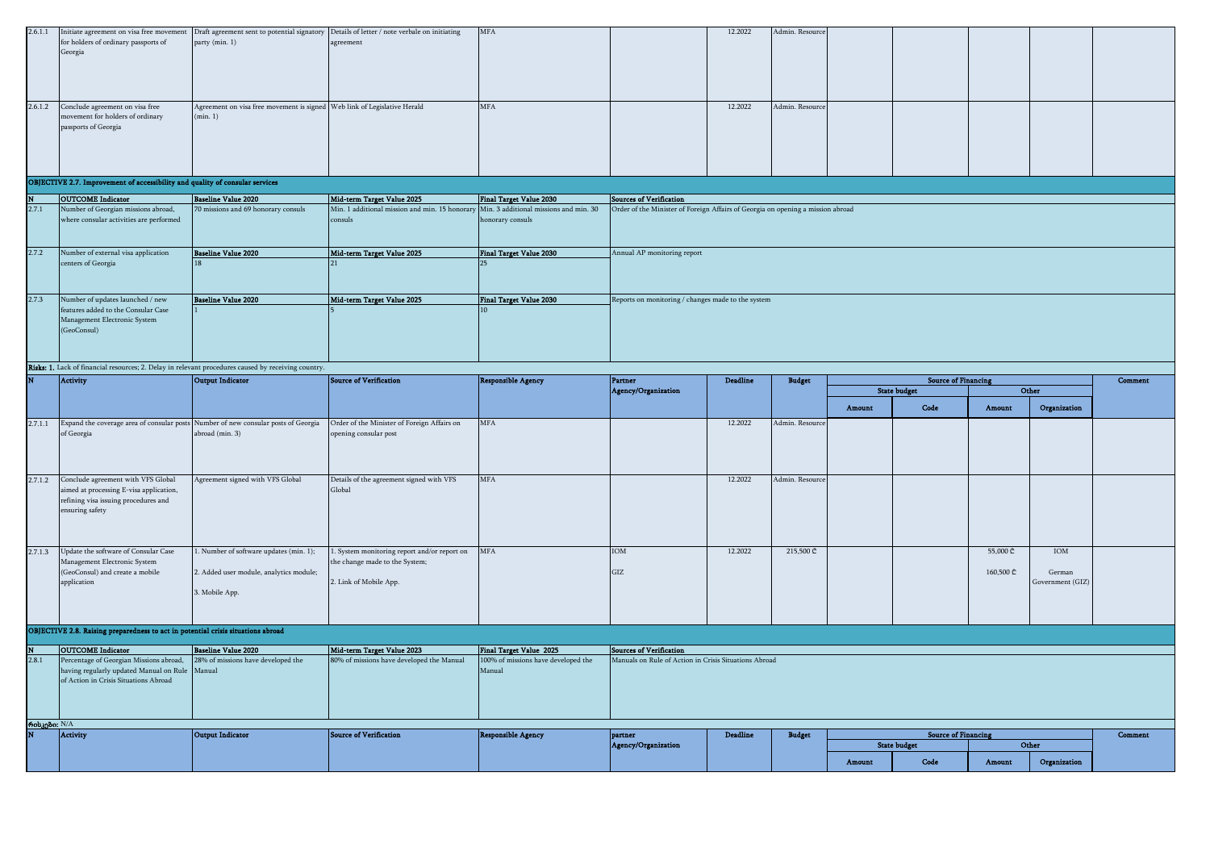| N | Activity | Output Indicator | Source of Verification | Responsible Agency | Partner Agency/Organization | Deadline | Budget | State budget Amount | State budget Code | Other Amount | Other Organization | Comment |
|---|---|---|---|---|---|---|---|---|---|---|---|---|
| 2.6.1.1 | Initiate agreement on visa free movement for holders of ordinary passports of Georgia | Draft agreement sent to potential signatory party (min. 1) | Details of letter / note verbale on initiating agreement | MFA | | 12.2022 | Admin. Resource | | | | | |
| 2.6.1.2 | Conclude agreement on visa free movement for holders of ordinary passports of Georgia | Agreement on visa free movement is signed (min. 1) | Web link of Legislative Herald | MFA | | 12.2022 | Admin. Resource | | | | | |

**OBJECTIVE 2.7. Improvement of accessibility and quality of consular services**

| N | OUTCOME Indicator | Baseline Value 2020 | Mid-term Target Value 2025 | Final Target Value 2030 | Sources of Verification |
|---|---|---|---|---|---|
| 2.7.1 | Number of Georgian missions abroad, where consular activities are performed | 70 missions and 69 honorary consuls | Min. 1 additional mission and min. 15 honorary consuls | Min. 3 additional missions and min. 30 honorary consuls | Order of the Minister of Foreign Affairs of Georgia on opening a mission abroad |
| 2.7.2 | Number of external visa application centers of Georgia | 18 | 21 | 25 | Annual AP monitoring report |
| 2.7.3 | Number of updates launched / new features added to the Consular Case Management Electronic System (GeoConsul) | 1 | 5 | 10 | Reports on monitoring / changes made to the system |

**Risks:** 1. Lack of financial resources; 2. Delay in relevant procedures caused by receiving country.

| N | Activity | Output Indicator | Source of Verification | Responsible Agency | Partner Agency/Organization | Deadline | Budget | Source of Financing | | | | Comment |
|---|---|---|---|---|---|---|---|---|---|---|---|---|
| | | | | | | | | State budget | | Other | | |
| | | | | | | | | Amount | Code | Amount | Organization | |
| 2.7.1.1 | Expand the coverage area of consular posts of Georgia | Number of new consular posts of Georgia abroad (min. 3) | Order of the Minister of Foreign Affairs on opening consular post | MFA | | 12.2022 | Admin. Resource | | | | | |
| 2.7.1.2 | Conclude agreement with VFS Global aimed at processing E-visa application, refining visa issuing procedures and ensuring safety | Agreement signed with VFS Global | Details of the agreement signed with VFS Global | MFA | | 12.2022 | Admin. Resource | | | | | |
| 2.7.1.3 | Update the software of Consular Case Management Electronic System (GeoConsul) and create a mobile application | 1. Number of software updates (min. 1);<br>2. Added user module, analytics module;<br>3. Mobile App. | 1. System monitoring report and/or report on the change made to the System;<br>2. Link of Mobile App. | MFA | IOM<br>GIZ | 12.2022 | 215,500 ₾ | | | 55,000 ₾<br>160,500 ₾ | IOM<br>German Government (GIZ) | |

**OBJECTIVE 2.8. Raising preparedness to act in potential crisis situations abroad**

| N | OUTCOME Indicator | Baseline Value 2020 | Mid-term Target Value 2023 | Final Target Value 2025 | Sources of Verification |
|---|---|---|---|---|---|
| 2.8.1 | Percentage of Georgian Missions abroad, having regularly updated Manual on Rule of Action in Crisis Situations Abroad | 28% of missions have developed the Manual | 80% of missions have developed the Manual | 100% of missions have developed the Manual | Manuals on Rule of Action in Crisis Situations Abroad |

რისკები: N/A

| N | Activity | Output Indicator | Source of Verification | Responsible Agency | partner Agency/Organization | Deadline | Budget | Source of Financing | | | | Comment |
|---|---|---|---|---|---|---|---|---|---|---|---|---|
| | | | | | | | | State budget | | Other | | |
| | | | | | | | | Amount | Code | Amount | Organization | |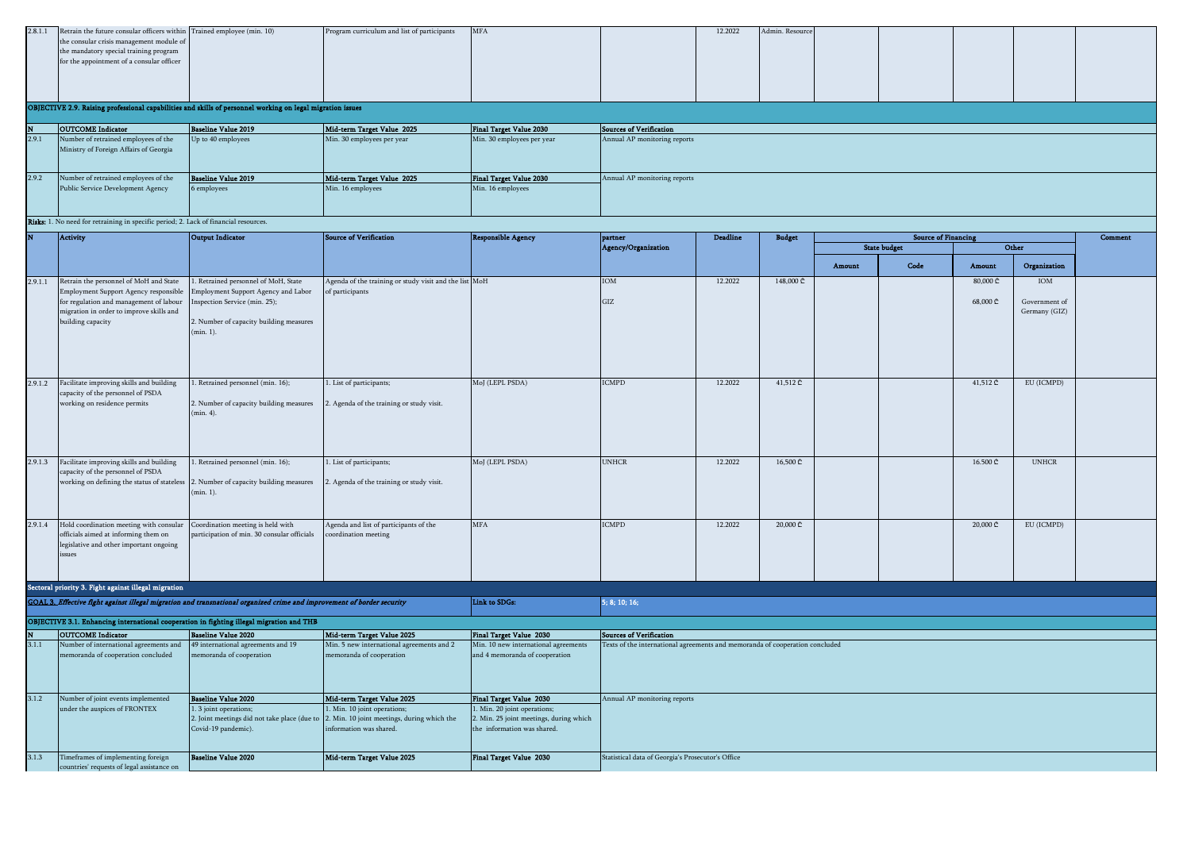| N | Activity | Output Indicator | Source of Verification | Responsible Agency | partner Agency/Organization | Deadline | Budget | State budget Amount | State budget Code | Other Amount | Other Organization | Comment |
|---|---|---|---|---|---|---|---|---|---|---|---|---|
| 2.8.1.1 | Retrain the future consular officers within the consular crisis management module of the mandatory special training program for the appointment of a consular officer | Trained employee (min. 10) | Program curriculum and list of participants | MFA | | 12.2022 | Admin. Resource | | | | | |

**OBJECTIVE 2.9. Raising professional capabilities and skills of personnel working on legal migration issues**

| N | OUTCOME Indicator | Baseline Value 2019 | Mid-term Target Value 2025 | Final Target Value 2030 | Sources of Verification |
|---|---|---|---|---|---|
| 2.9.1 | Number of retrained employees of the Ministry of Foreign Affairs of Georgia | Up to 40 employees | Min. 30 employees per year | Min. 30 employees per year | Annual AP monitoring reports |
| 2.9.2 | Number of retrained employees of the Public Service Development Agency | 6 employees | Min. 16 employees | Min. 16 employees | Annual AP monitoring reports |

**Risks:** 1. No need for retraining in specific period; 2. Lack of financial resources.

| N | Activity | Output Indicator | Source of Verification | Responsible Agency | partner Agency/Organization | Deadline | Budget | Source of Financing | | | | Comment |
|---|---|---|---|---|---|---|---|---|---|---|---|---|
| | | | | | | | | State budget | | Other | | |
| | | | | | | | | Amount | Code | Amount | Organization | |
| 2.9.1.1 | Retrain the personnel of MoH and State Employment Support Agency responsible for regulation and management of labour migration in order to improve skills and building capacity | 1. Retrained personnel of MoH, State Employment Support Agency and Labor Inspection Service (min. 25); 2. Number of capacity building measures (min. 1). | Agenda of the training or study visit and the list of participants | MoH | IOM<br>GIZ | 12.2022 | 148,000 ₾ | | | 80,000 ₾<br>68,000 ₾ | IOM<br>Government of Germany (GIZ) | |
| 2.9.1.2 | Facilitate improving skills and building capacity of the personnel of PSDA working on residence permits | 1. Retrained personnel (min. 16); 2. Number of capacity building measures (min. 4). | 1. List of participants; 2. Agenda of the training or study visit. | MoJ (LEPL PSDA) | ICMPD | 12.2022 | 41,512 ₾ | | | 41,512 ₾ | EU (ICMPD) | |
| 2.9.1.3 | Facilitate improving skills and building capacity of the personnel of PSDA working on defining the status of stateless | 1. Retrained personnel (min. 16); 2. Number of capacity building measures (min. 1). | 1. List of participants; 2. Agenda of the training or study visit. | MoJ (LEPL PSDA) | UNHCR | 12.2022 | 16,500 ₾ | | | 16.500 ₾ | UNHCR | |
| 2.9.1.4 | Hold coordination meeting with consular officials aimed at informing them on legislative and other important ongoing issues | Coordination meeting is held with participation of min. 30 consular officials | Agenda and list of participants of the coordination meeting | MFA | ICMPD | 12.2022 | 20,000 ₾ | | | 20,000 ₾ | EU (ICMPD) | |

**Sectoral priority 3. Fight against illegal migration**

***GOAL 3. Effective fight against illegal migration and transnational organized crime and improvement of border security*** — **Link to SDGs:** 5; 8; 10; 16;

**OBJECTIVE 3.1. Enhancing international cooperation in fighting illegal migration and THB**

| N | OUTCOME Indicator | Baseline Value 2020 | Mid-term Target Value 2025 | Final Target Value 2030 | Sources of Verification |
|---|---|---|---|---|---|
| 3.1.1 | Number of international agreements and memoranda of cooperation concluded | 49 international agreements and 19 memoranda of cooperation | Min. 5 new international agreements and 2 memoranda of cooperation | Min. 10 new international agreements and 4 memoranda of cooperation | Texts of the international agreements and memoranda of cooperation concluded |
| 3.1.2 | Number of joint events implemented under the auspices of FRONTEX | 1. 3 joint operations; 2. Joint meetings did not take place (due to Covid-19 pandemic). | 1. Min. 10 joint operations; 2. Min. 10 joint meetings, during which the information was shared. | 1. Min. 20 joint operations; 2. Min. 25 joint meetings, during which the information was shared. | Annual AP monitoring reports |
| 3.1.3 | Timeframes of implementing foreign countries' requests of legal assistance on | | | | Statistical data of Georgia's Prosecutor's Office |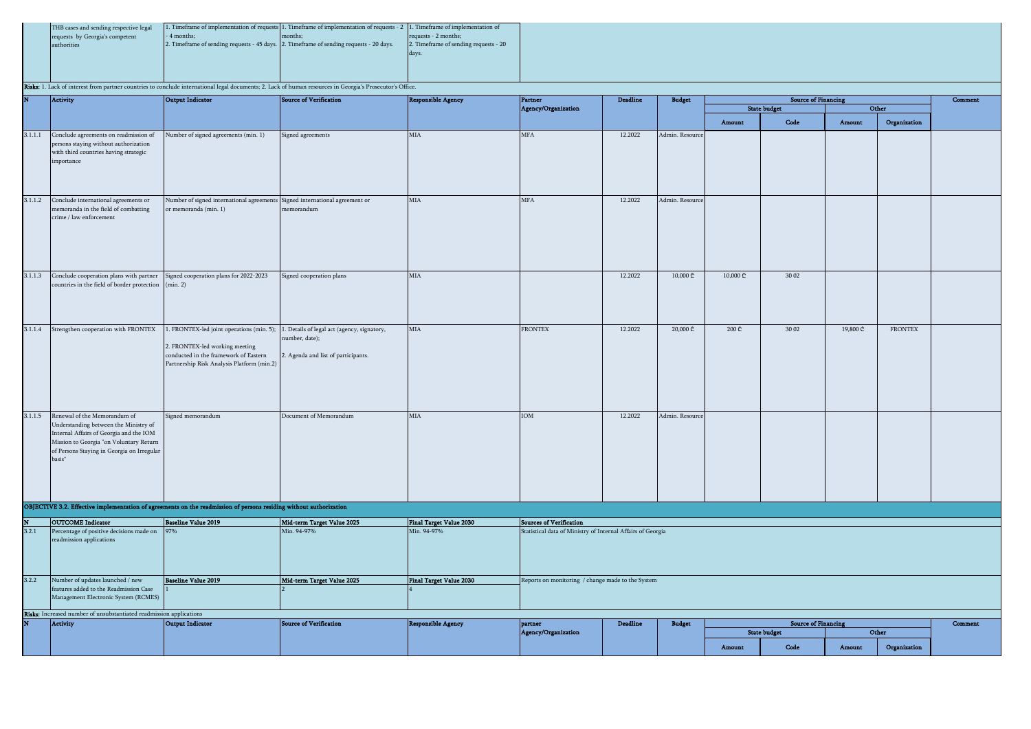| | | | | |
|---|---|---|---|---|
| | THB cases and sending respective legal requests by Georgia's competent authorities | 1. Timeframe of implementation of requests - 4 months;<br>2. Timeframe of sending requests - 45 days. | 1. Timeframe of implementation of requests - 2 months;<br>2. Timeframe of sending requests - 20 days. | 1. Timeframe of implementation of requests - 2 months;<br>2. Timeframe of sending requests - 20 days. |

**Risks**: 1. Lack of interest from partner countries to conclude international legal documents; 2. Lack of human resources in Georgia's Prosecutor's Office.

| N | Activity | Output Indicator | Source of Verification | Responsible Agency | Partner Agency/Organization | Deadline | Budget | Source of Financing | | | | Comment |
|---|---|---|---|---|---|---|---|---|---|---|---|---|
| | | | | | | | | State budget | | Other | | |
| | | | | | | | | Amount | Code | Amount | Organization | |
| 3.1.1.1 | Conclude agreements on readmission of persons staying without authorization with third countries having strategic importance | Number of signed agreements (min. 1) | Signed agreements | MIA | MFA | 12.2022 | Admin. Resource | | | | | |
| 3.1.1.2 | Conclude international agreements or memoranda in the field of combatting crime / law enforcement | Number of signed international agreements or memoranda (min. 1) | Signed international agreement or memorandum | MIA | MFA | 12.2022 | Admin. Resource | | | | | |
| 3.1.1.3 | Conclude cooperation plans with partner countries in the field of border protection | Signed cooperation plans for 2022-2023 (min. 2) | Signed cooperation plans | MIA | | 12.2022 | 10,000 ₾ | 10,000 ₾ | 30 02 | | | |
| 3.1.1.4 | Strengthen cooperation with FRONTEX | 1. FRONTEX-led joint operations (min. 5);<br>2. FRONTEX-led working meeting conducted in the framework of Eastern Partnership Risk Analysis Platform (min.2) | 1. Details of legal act (agency, signatory, number, date);<br>2. Agenda and list of participants. | MIA | FRONTEX | 12.2022 | 20,000 ₾ | 200 ₾ | 30 02 | 19,800 ₾ | FRONTEX | |
| 3.1.1.5 | Renewal of the Memorandum of Understanding between the Ministry of Internal Affairs of Georgia and the IOM Mission to Georgia "on Voluntary Return of Persons Staying in Georgia on Irregular basis" | Signed memorandum | Document of Memorandum | MIA | IOM | 12.2022 | Admin. Resource | | | | | |

**OBJECTIVE 3.2. Effective implementation of agreements on the readmission of persons residing without authorization**

| N | OUTCOME Indicator | Baseline Value 2019 | Mid-term Target Value 2025 | Final Target Value 2030 | Sources of Verification |
|---|---|---|---|---|---|
| 3.2.1 | Percentage of positive decisions made on readmission applications | 97% | Min. 94-97% | Min. 94-97% | Statistical data of Ministry of Internal Affairs of Georgia |
| 3.2.2 | Number of updates launched / new features added to the Readmission Case Management Electronic System (RCMES) | 1 | 2 | 4 | Reports on monitoring / change made to the System |

**Risks**: Increased number of unsubstantiated readmission applications

| N | Activity | Output Indicator | Source of Verification | Responsible Agency | partner Agency/Organization | Deadline | Budget | Source of Financing | | | | Comment |
|---|---|---|---|---|---|---|---|---|---|---|---|---|
| | | | | | | | | State budget | | Other | | |
| | | | | | | | | Amount | Code | Amount | Organization | |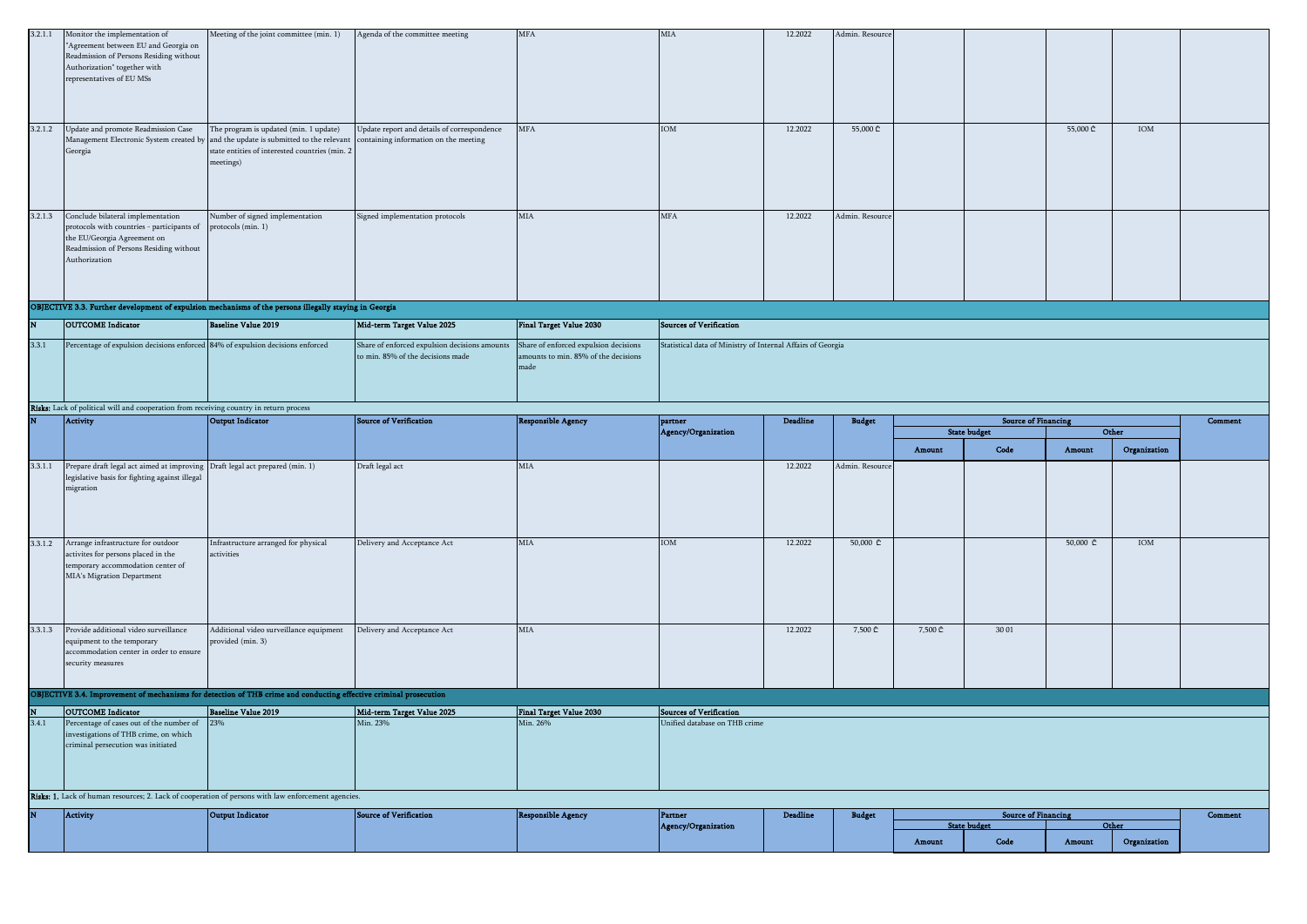| N | Activity | Output Indicator | Source of Verification | Responsible Agency | partner Agency/Organization | Deadline | Budget | State budget Amount | State budget Code | Other Amount | Other Organization | Comment |
|---|---|---|---|---|---|---|---|---|---|---|---|---|
| 3.2.1.1 | Monitor the implementation of "Agreement between EU and Georgia on Readmission of Persons Residing without Authorization" together with representatives of EU MSs | Meeting of the joint committee (min. 1) | Agenda of the committee meeting | MFA | MIA | 12.2022 | Admin. Resource | | | | | |
| 3.2.1.2 | Update and promote Readmission Case Management Electronic System created by Georgia | The program is updated (min. 1 update) and the update is submitted to the relevant state entities of interested countries (min. 2 meetings) | Update report and details of correspondence containing information on the meeting | MFA | IOM | 12.2022 | 55,000 ₾ | | | 55,000 ₾ | IOM | |
| 3.2.1.3 | Conclude bilateral implementation protocols with countries - participants of the EU/Georgia Agreement on Readmission of Persons Residing without Authorization | Number of signed implementation protocols (min. 1) | Signed implementation protocols | MIA | MFA | 12.2022 | Admin. Resource | | | | | |

**OBJECTIVE 3.3. Further development of expulsion mechanisms of the persons illegally staying in Georgia**

| N | OUTCOME Indicator | Baseline Value 2019 | Mid-term Target Value 2025 | Final Target Value 2030 | Sources of Verification |
|---|---|---|---|---|---|
| 3.3.1 | Percentage of expulsion decisions enforced | 84% of expulsion decisions enforced | Share of enforced expulsion decisions amounts to min. 85% of the decisions made | Share of enforced expulsion decisions amounts to min. 85% of the decisions made | Statistical data of Ministry of Internal Affairs of Georgia |

**Risks:** Lack of political will and cooperation from receiving country in return process

| N | Activity | Output Indicator | Source of Verification | Responsible Agency | partner Agency/Organization | Deadline | Budget | Source of Financing | | | | Comment |
|---|---|---|---|---|---|---|---|---|---|---|---|---|
| | | | | | | | | State budget | | Other | | |
| | | | | | | | | Amount | Code | Amount | Organization | |
| 3.3.1.1 | Prepare draft legal act aimed at improving legislative basis for fighting against illegal migration | Draft legal act prepared (min. 1) | Draft legal act | MIA | | 12.2022 | Admin. Resource | | | | | |
| 3.3.1.2 | Arrange infrastructure for outdoor activites for persons placed in the temporary accommodation center of MIA's Migration Department | Infrastructure arranged for physical activities | Delivery and Acceptance Act | MIA | IOM | 12.2022 | 50,000 ₾ | | | 50,000 ₾ | IOM | |
| 3.3.1.3 | Provide additional video surveillance equipment to the temporary accommodation center in order to ensure security measures | Additional video surveillance equipment provided (min. 3) | Delivery and Acceptance Act | MIA | | 12.2022 | 7,500 ₾ | 7,500 ₾ | 30 01 | | | |

**OBJECTIVE 3.4. Improvement of mechanisms for detection of THB crime and conducting effective criminal prosecution**

| N | OUTCOME Indicator | Baseline Value 2019 | Mid-term Target Value 2025 | Final Target Value 2030 | Sources of Verification |
|---|---|---|---|---|---|
| 3.4.1 | Percentage of cases out of the number of investigations of THB crime, on which criminal persecution was initiated | 23% | Min. 23% | Min. 26% | Unified database on THB crime |

**Risks:** 1. Lack of human resources; 2. Lack of cooperation of persons with law enforcement agencies.

| N | Activity | Output Indicator | Source of Verification | Responsible Agency | Partner Agency/Organization | Deadline | Budget | Source of Financing | | | | Comment |
|---|---|---|---|---|---|---|---|---|---|---|---|---|
| | | | | | | | | State budget | | Other | | |
| | | | | | | | | Amount | Code | Amount | Organization | |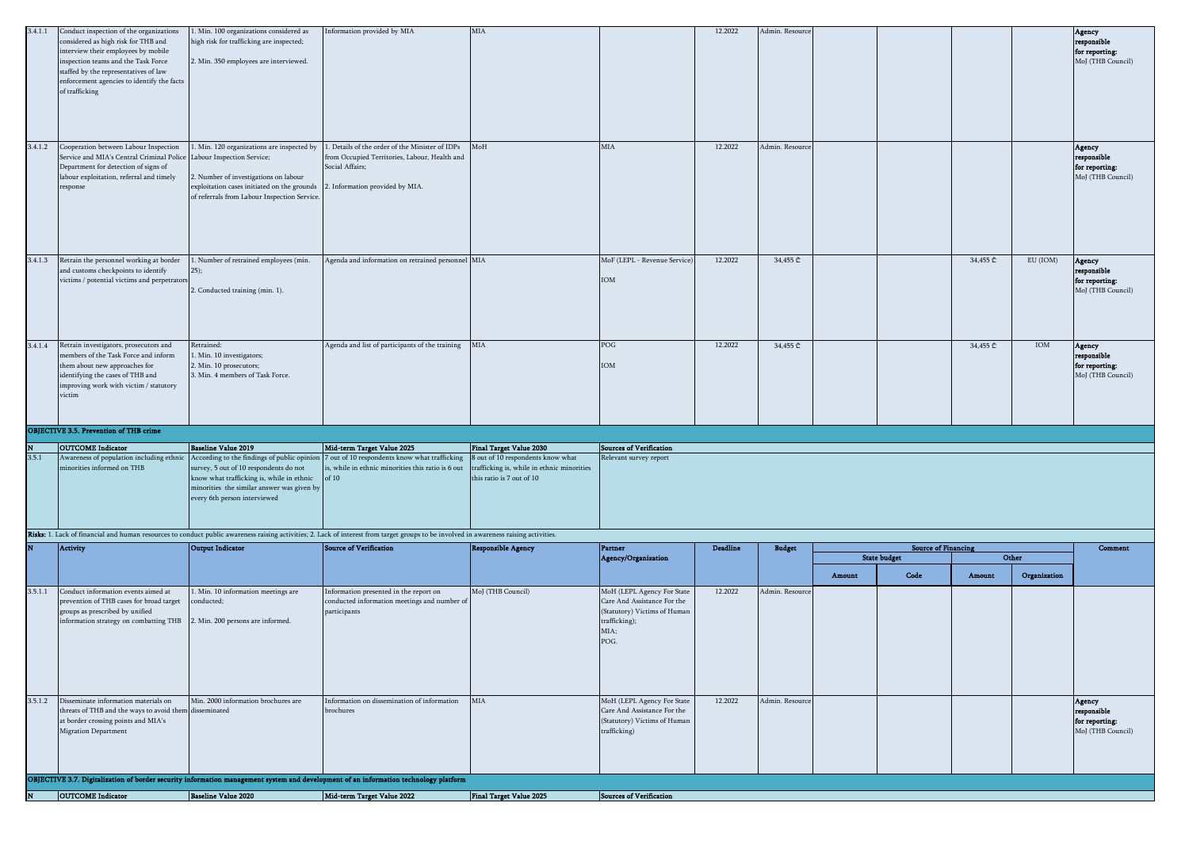| N | Activity | Output Indicator | Source of Verification | Responsible Agency | Partner Agency/Organization | Deadline | Budget | State budget Amount | State budget Code | Other Amount | Other Organization | Comment |
|---|---|---|---|---|---|---|---|---|---|---|---|---|
| 3.4.1.1 | Conduct inspection of the organizations considered as high risk for THB and interview their employees by mobile inspection teams and the Task Force staffed by the representatives of law enforcement agencies to identify the facts of trafficking | 1. Min. 100 organizations considered as high risk for trafficking are inspected; 2. Min. 350 employees are interviewed. | Information provided by MIA | MIA | | 12.2022 | Admin. Resource | | | | | **Agency responsible for reporting:** MoJ (THB Council) |
| 3.4.1.2 | Cooperation between Labour Inspection Service and MIA's Central Criminal Police Department for detection of signs of labour exploitation, referral and timely response | 1. Min. 120 organizations are inspected by Labour Inspection Service; 2. Number of investigations on labour exploitation cases initiated on the grounds of referrals from Labour Inspection Service. | 1. Details of the order of the Minister of IDPs from Occupied Territories, Labour, Health and Social Affairs; 2. Information provided by MIA. | MoH | MIA | 12.2022 | Admin. Resource | | | | | **Agency responsible for reporting:** MoJ (THB Council) |
| 3.4.1.3 | Retrain the personnel working at border and customs checkpoints to identify victims / potential victims and perpetrators | 1. Number of retrained employees (min. 25); 2. Conducted training (min. 1). | Agenda and information on retrained personnel | MIA | MoF (LEPL - Revenue Service) IOM | 12.2022 | 34,455 ₾ | | | 34,455 ₾ | EU (IOM) | **Agency responsible for reporting:** MoJ (THB Council) |
| 3.4.1.4 | Retrain investigators, prosecutors and members of the Task Force and inform them about new approaches for identifying the cases of THB and improving work with victim / statutory victim | Retrained: 1. Min. 10 investigators; 2. Min. 10 prosecutors; 3. Min. 4 members of Task Force. | Agenda and list of participants of the training | MIA | POG IOM | 12.2022 | 34,455 ₾ | | | 34,455 ₾ | IOM | **Agency responsible for reporting:** MoJ (THB Council) |

**OBJECTIVE 3.5. Prevention of THB crime**

| N | OUTCOME Indicator | Baseline Value 2019 | Mid-term Target Value 2025 | Final Target Value 2030 | Sources of Verification |
|---|---|---|---|---|---|
| 3.5.1 | Awareness of population including ethnic minorities informed on THB | According to the findings of public opinion survey, 5 out of 10 respondents do not know what trafficking is, while in ethnic minorities the similar answer was given by every 6th person interviewed | 7 out of 10 respondents know what trafficking is, while in ethnic minorities this ratio is 6 out of 10 | 8 out of 10 respondents know what trafficking is, while in ethnic minorities this ratio is 7 out of 10 | Relevant survey report |

**Risks:** 1. Lack of financial and human resources to conduct public awareness raising activities; 2. Lack of interest from target groups to be involved in awareness raising activities.

| N | Activity | Output Indicator | Source of Verification | Responsible Agency | Partner Agency/Organization | Deadline | Budget | Source of Financing – State budget – Amount | Source of Financing – State budget – Code | Source of Financing – Other – Amount | Source of Financing – Other – Organization | Comment |
|---|---|---|---|---|---|---|---|---|---|---|---|---|
| 3.5.1.1 | Conduct information events aimed at prevention of THB cases for broad target groups as prescribed by unified information strategy on combatting THB | 1. Min. 10 information meetings are conducted; 2. Min. 200 persons are informed. | Information presented in the report on conducted information meetings and number of participants | MoJ (THB Council) | MoH (LEPL Agency For State Care And Assistance For the (Statutory) Victims of Human trafficking); MIA; POG. | 12.2022 | Admin. Resource | | | | | |
| 3.5.1.2 | Disseminate information materials on threats of THB and the ways to avoid them at border crossing points and MIA's Migration Department | Min. 2000 information brochures are disseminated | Information on dissemination of information brochures | MIA | MoH (LEPL Agency For State Care And Assistance For the (Statutory) Victims of Human trafficking) | 12.2022 | Admin. Resource | | | | | **Agency responsible for reporting:** MoJ (THB Council) |

**OBJECTIVE 3.7. Digitalization of border security information management system and development of an information technology platform**

| N | OUTCOME Indicator | Baseline Value 2020 | Mid-term Target Value 2022 | Final Target Value 2025 | Sources of Verification |
|---|---|---|---|---|---|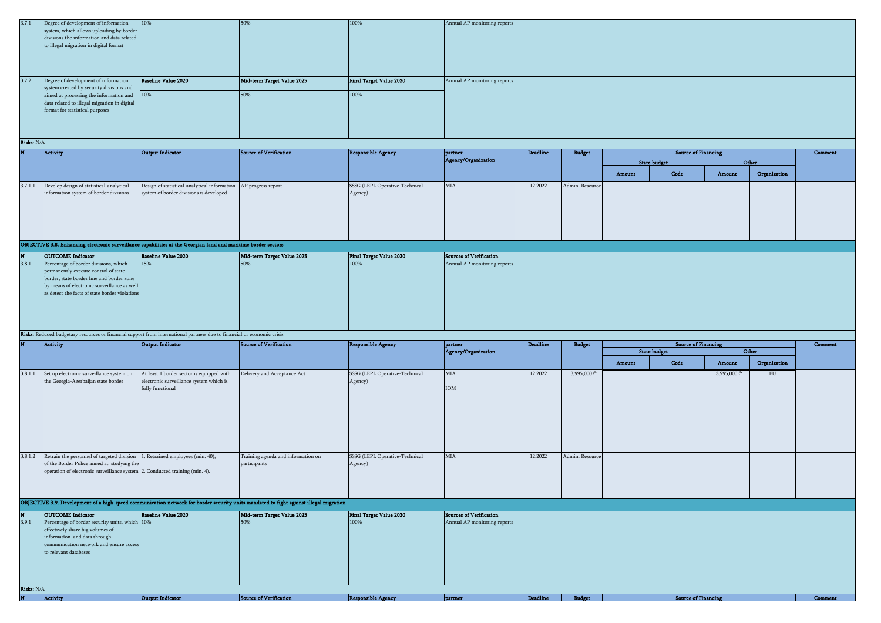| 3.7.1 | Degree of development of information system, which allows uploading by border divisions the information and data related to illegal migration in digital format | 10% | 50% | 100% | Annual AP monitoring reports |
|---|---|---|---|---|---|
| 3.7.2 | Degree of development of information system created by security divisions and aimed at processing the information and data related to illegal migration in digital format for statistical purposes | **Baseline Value 2020** 10% | **Mid-term Target Value 2025** 50% | **Final Target Value 2030** 100% | Annual AP monitoring reports |

**Risks:** N/A

| N | Activity | Output Indicator | Source of Verification | Responsible Agency | partner Agency/Organization | Deadline | Budget | Source of Financing | | | | Comment |
|---|---|---|---|---|---|---|---|---|---|---|---|---|
| | | | | | | | | State budget | | Other | | |
| | | | | | | | | Amount | Code | Amount | Organization | |
| 3.7.1.1 | Develop design of statistical-analytical information system of border divisions | Design of statistical-analytical information system of border divisions is developed | AP progress report | SSSG (LEPL Operative-Technical Agency) | MIA | 12.2022 | Admin. Resource | | | | | |

**OBJECTIVE 3.8. Enhancing electronic surveillance capabilities at the Georgian land and maritime border sectors**

| N | OUTCOME Indicator | Baseline Value 2020 | Mid-term Target Value 2025 | Final Target Value 2030 | Sources of Verification |
|---|---|---|---|---|---|
| 3.8.1 | Percentage of border divisions, which permanently execute control of state border, state border line and border zone by means of electronic surveillance as well as detect the facts of state border violations | 15% | 50% | 100% | Annual AP monitoring reports |

**Risks:** Reduced budgetary resources or financial support from international partners due to financial or economic crisis

| N | Activity | Output Indicator | Source of Verification | Responsible Agency | partner Agency/Organization | Deadline | Budget | Source of Financing | | | | Comment |
|---|---|---|---|---|---|---|---|---|---|---|---|---|
| | | | | | | | | State budget | | Other | | |
| | | | | | | | | Amount | Code | Amount | Organization | |
| 3.8.1.1 | Set up electronic surveillance system on the Georgia-Azerbaijan state border | At least 1 border sector is equipped with electronic surveillance system which is fully functional | Delivery and Acceptance Act | SSSG (LEPL Operative-Technical Agency) | MIA<br><br>IOM | 12.2022 | 3,995,000 ₾ | | | 3,995,000 ₾ | EU | |
| 3.8.1.2 | Retrain the personnel of targeted division of the Border Police aimed at studying the operation of electronic surveillance system | 1. Retrained employees (min. 40);<br>2. Conducted training (min. 4). | Training agenda and information on participants | SSSG (LEPL Operative-Technical Agency) | MIA | 12.2022 | Admin. Resource | | | | | |

**OBJECTIVE 3.9. Development of a high-speed communication network for border security units mandated to fight against illegal migration**

| N | OUTCOME Indicator | Baseline Value 2020 | Mid-term Target Value 2025 | Final Target Value 2030 | Sources of Verification |
|---|---|---|---|---|---|
| 3.9.1 | Percentage of border security units, which effectively share big volumes of information and data through communication network and ensure access to relevant databases | 10% | 50% | 100% | Annual AP monitoring reports |

**Risks:** N/A

| N | Activity | Output Indicator | Source of Verification | Responsible Agency | partner | Deadline | Budget | Source of Financing | Comment |
|---|---|---|---|---|---|---|---|---|---|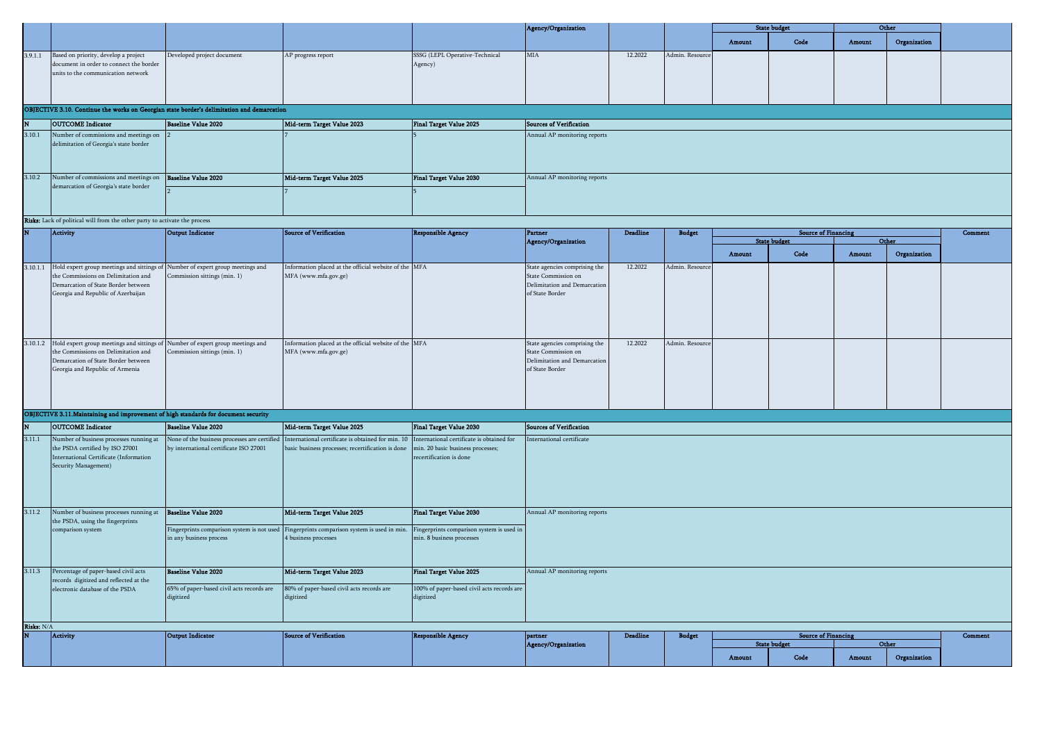| N | Activity | Output Indicator | Source of Verification | Responsible Agency | Partner Agency/Organization | Deadline | Budget | State budget Amount | State budget Code | Other Amount | Other Organization | Comment |
|---|---|---|---|---|---|---|---|---|---|---|---|---|
| 3.9.1.1 | Based on priority, develop a project document in order to connect the border units to the communication network | Developed project document | AP progress report | SSSG (LEPL Operative-Technical Agency) | MIA | 12.2022 | Admin. Resource | | | | | |

**OBJECTIVE 3.10. Continue the works on Georgian state border's delimitation and demarcation**

| N | OUTCOME Indicator | Baseline Value 2020 | Mid-term Target Value 2023 | Final Target Value 2025 | Sources of Verification |
|---|---|---|---|---|---|
| 3.10.1 | Number of commissions and meetings on delimitation of Georgia's state border | 2 | 7 | 5 | Annual AP monitoring reports |
| | | **Baseline Value 2020** | **Mid-term Target Value 2025** | **Final Target Value 2030** | |
| 3.10.2 | Number of commissions and meetings on demarcation of Georgia's state border | 2 | 7 | 5 | Annual AP monitoring reports |

**Risks:** Lack of political will from the other party to activate the process

| N | Activity | Output Indicator | Source of Verification | Responsible Agency | Partner Agency/Organization | Deadline | Budget | Source of Financing: State budget Amount | State budget Code | Other Amount | Other Organization | Comment |
|---|---|---|---|---|---|---|---|---|---|---|---|---|
| 3.10.1.1 | Hold expert group meetings and sittings of the Commissions on Delimitation and Demarcation of State Border between Georgia and Republic of Azerbaijan | Number of expert group meetings and Commission sittings (min. 1) | Information placed at the official website of the MFA (www.mfa.gov.ge) | MFA | State agencies comprising the State Commission on Delimitation and Demarcation of State Border | 12.2022 | Admin. Resource | | | | | |
| 3.10.1.2 | Hold expert group meetings and sittings of the Commissions on Delimitation and Demarcation of State Border between Georgia and Republic of Armenia | Number of expert group meetings and Commission sittings (min. 1) | Information placed at the official website of the MFA (www.mfa.gov.ge) | MFA | State agencies comprising the State Commission on Delimitation and Demarcation of State Border | 12.2022 | Admin. Resource | | | | | |

**OBJECTIVE 3.11.Maintaining and improvement of high standards for document security**

| N | OUTCOME Indicator | Baseline Value 2020 | Mid-term Target Value 2025 | Final Target Value 2030 | Sources of Verification |
|---|---|---|---|---|---|
| 3.11.1 | Number of business processes running at the PSDA certified by ISO 27001 International Certificate (Information Security Management) | None of the business processes are certified by international certificate ISO 27001 | International certificate is obtained for min. 10 basic business processes; recertification is done | International certificate is obtained for min. 20 basic business processes; recertification is done | International certificate |
| | | **Baseline Value 2020** | **Mid-term Target Value 2025** | **Final Target Value 2030** | |
| 3.11.2 | Number of business processes running at the PSDA, using the fingerprints comparison system | Fingerprints comparison system is not used in any business process | Fingerprints comparison system is used in min. 4 business processes | Fingerprints comparison system is used in min. 8 business processes | Annual AP monitoring reports |
| | | **Baseline Value 2020** | **Mid-term Target Value 2023** | **Final Target Value 2025** | |
| 3.11.3 | Percentage of paper-based civil acts records digitized and reflected at the electronic database of the PSDA | 65% of paper-based civil acts records are digitized | 80% of paper-based civil acts records are digitized | 100% of paper-based civil acts records are digitized | Annual AP monitoring reports |

**Risks:** N/A

| N | Activity | Output Indicator | Source of Verification | Responsible Agency | partner Agency/Organization | Deadline | Budget | Source of Financing: State budget Amount | State budget Code | Other Amount | Other Organization | Comment |
|---|---|---|---|---|---|---|---|---|---|---|---|---|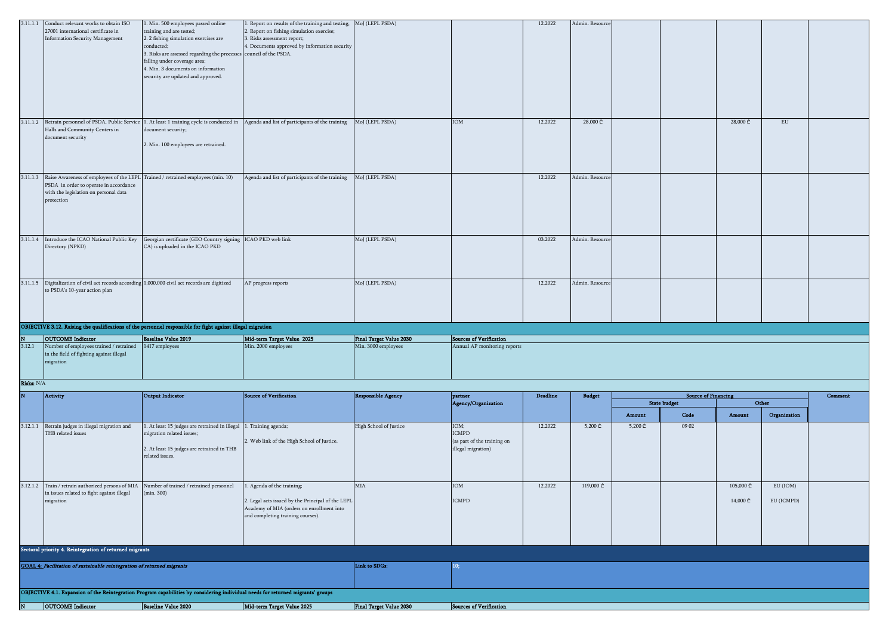| 3.11.1.1 | Conduct relevant works to obtain ISO 27001 international certificate in Information Security Management | 1. Min. 500 employees passed online training and are tested;<br>2. 2 fishing simulation exercises are conducted;<br>3. Risks are assessed regarding the processes falling under coverage area;<br>4. Min. 3 documents on information security are updated and approved. | 1. Report on results of the training and testing;<br>2. Report on fishing simulation exercise;<br>3. Risks assessment report;<br>4. Documents approved by information security council of the PSDA. | MoJ (LEPL PSDA) | | 12.2022 | Admin. Resource | | | | | |
|---|---|---|---|---|---|---|---|---|---|---|---|---|
| 3.11.1.2 | Retrain personnel of PSDA, Public Service Halls and Community Centers in document security | 1. At least 1 training cycle is conducted in document security;<br>2. Min. 100 employees are retrained. | Agenda and list of participants of the training | MoJ (LEPL PSDA) | IOM | 12.2022 | 28,000 ₾ | | | 28,000 ₾ | EU | |
| 3.11.1.3 | Raise Awareness of employees of the LEPL PSDA in order to operate in accordance with the legislation on personal data protection | Trained / retrained employees (min. 10) | Agenda and list of participants of the training | MoJ (LEPL PSDA) | | 12.2022 | Admin. Resource | | | | | |
| 3.11.1.4 | Introduce the ICAO National Public Key Directory (NPKD) | Georgian certificate (GEO Country signing CA) is uploaded in the ICAO PKD | ICAO PKD web link | MoJ (LEPL PSDA) | | 03.2022 | Admin. Resource | | | | | |
| 3.11.1.5 | Digitalization of civil act records according to PSDA's 10-year action plan | 1,000,000 civil act records are digitized | AP progress reports | MoJ (LEPL PSDA) | | 12.2022 | Admin. Resource | | | | | |

**OBJECTIVE 3.12. Raising the qualifications of the personnel responsible for fight against illegal migration**

| N | OUTCOME Indicator | Baseline Value 2019 | Mid-term Target Value 2025 | Final Target Value 2030 | Sources of Verification |
|---|---|---|---|---|---|
| 3.12.1 | Number of employees trained / retrained in the field of fighting against illegal migration | 1417 employees | Min. 2000 employees | Min. 3000 employees | Annual AP monitoring reports |

**Risks:** N/A

| N | Activity | Output Indicator | Source of Verification | Responsible Agency | partner Agency/Organization | Deadline | Budget | Source of Financing | | | | Comment |
|---|---|---|---|---|---|---|---|---|---|---|---|---|
| | | | | | | | | State budget | | Other | | |
| | | | | | | | | Amount | Code | Amount | Organization | |
| 3.12.1.1 | Retrain judges in illegal migration and THB related issues | 1. At least 15 judges are retrained in illegal migration related issues;<br>2. At least 15 judges are retrained in THB related issues. | 1. Training agenda;<br>2. Web link of the High School of Justice. | High School of Justice | IOM;<br>ICMPD<br>(as part of the training on illegal migration) | 12.2022 | 5,200 ₾ | 5,200 ₾ | 09 02 | | | |
| 3.12.1.2 | Train / retrain authorized persons of MIA in issues related to fight against illegal migration | Number of trained / retrained personnel (min. 300) | 1. Agenda of the training;<br>2. Legal acts issued by the Principal of the LEPL Academy of MIA (orders on enrollment into and completing training courses). | MIA | IOM<br>ICMPD | 12.2022 | 119,000 ₾ | | | 105,000 ₾<br>14,000 ₾ | EU (IOM)<br>EU (ICMPD) | |

**Sectoral priority 4. Reintegration of returned migrants**

**GOAL 4:** ***Facilitation of sustainable reintegration of returned migrants*** — **Link to SDGs:** 10;

**OBJECTIVE 4.1. Expansion of the Reintegration Program capabilities by considering individual needs for returned migrants' groups**

| N | OUTCOME Indicator | Baseline Value 2020 | Mid-term Target Value 2025 | Final Target Value 2030 | Sources of Verification |
|---|---|---|---|---|---|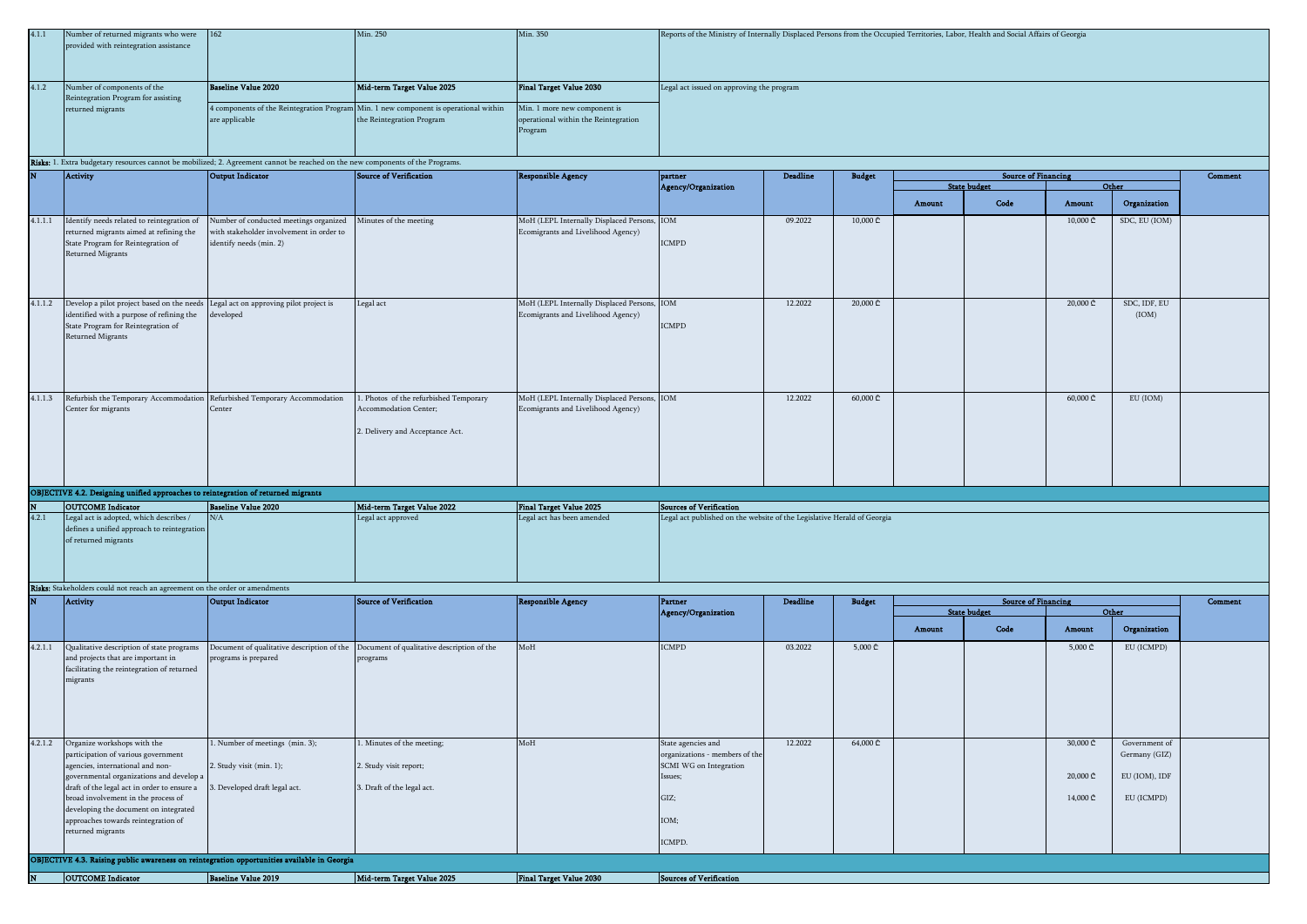| 4.1.1 | Number of returned migrants who were provided with reintegration assistance | 162 | Min. 250 | Min. 350 | Reports of the Ministry of Internally Displaced Persons from the Occupied Territories, Labor, Health and Social Affairs of Georgia |
|---|---|---|---|---|---|
| 4.1.2 | Number of components of the Reintegration Program for assisting returned migrants | **Baseline Value 2020** | **Mid-term Target Value 2025** | **Final Target Value 2030** | Legal act issued on approving the program |
| | | 4 components of the Reintegration Program are applicable | Min. 1 new component is operational within the Reintegration Program | Min. 1 more new component is operational within the Reintegration Program | |

**Risks:** 1. Extra budgetary resources cannot be mobilized; 2. Agreement cannot be reached on the new components of the Programs.

| N | Activity | Output Indicator | Source of Verification | Responsible Agency | partner Agency/Organization | Deadline | Budget | Source of Financing | | | | Comment |
|---|---|---|---|---|---|---|---|---|---|---|---|---|
| | | | | | | | | State budget | | Other | | |
| | | | | | | | | Amount | Code | Amount | Organization | |
| 4.1.1.1 | Identify needs related to reintegration of returned migrants aimed at refining the State Program for Reintegration of Returned Migrants | Number of conducted meetings organized with stakeholder involvement in order to identify needs (min. 2) | Minutes of the meeting | MoH (LEPL Internally Displaced Persons, Ecomigrants and Livelihood Agency) | IOM<br><br>ICMPD | 09.2022 | 10,000 ₾ | | | 10,000 ₾ | SDC, EU (IOM) | |
| 4.1.1.2 | Develop a pilot project based on the needs identified with a purpose of refining the State Program for Reintegration of Returned Migrants | Legal act on approving pilot project is developed | Legal act | MoH (LEPL Internally Displaced Persons, Ecomigrants and Livelihood Agency) | IOM<br><br>ICMPD | 12.2022 | 20,000 ₾ | | | 20,000 ₾ | SDC, IDF, EU (IOM) | |
| 4.1.1.3 | Refurbish the Temporary Accommodation Center for migrants | Refurbished Temporary Accommodation Center | 1. Photos of the refurbished Temporary Accommodation Center;<br><br>2. Delivery and Acceptance Act. | MoH (LEPL Internally Displaced Persons, Ecomigrants and Livelihood Agency) | IOM | 12.2022 | 60,000 ₾ | | | 60,000 ₾ | EU (IOM) | |

**OBJECTIVE 4.2. Designing unified approaches to reintegration of returned migrants**

| N | OUTCOME Indicator | Baseline Value 2020 | Mid-term Target Value 2022 | Final Target Value 2025 | Sources of Verification |
|---|---|---|---|---|---|
| 4.2.1 | Legal act is adopted, which describes / defines a unified approach to reintegration of returned migrants | N/A | Legal act approved | Legal act has been amended | Legal act published on the website of the Legislative Herald of Georgia |

**Risks:** Stakeholders could not reach an agreement on the order or amendments

| N | Activity | Output Indicator | Source of Verification | Responsible Agency | Partner Agency/Organization | Deadline | Budget | Source of Financing | | | | Comment |
|---|---|---|---|---|---|---|---|---|---|---|---|---|
| | | | | | | | | State budget | | Other | | |
| | | | | | | | | Amount | Code | Amount | Organization | |
| 4.2.1.1 | Qualitative description of state programs and projects that are important in facilitating the reintegration of returned migrants | Document of qualitative description of the programs is prepared | Document of qualitative description of the programs | MoH | ICMPD | 03.2022 | 5,000 ₾ | | | 5,000 ₾ | EU (ICMPD) | |
| 4.2.1.2 | Organize workshops with the participation of various government agencies, international and non-governmental organizations and develop a draft of the legal act in order to ensure a broad involvement in the process of developing the document on integrated approaches towards reintegration of returned migrants | 1. Number of meetings (min. 3);<br><br>2. Study visit (min. 1);<br><br>3. Developed draft legal act. | 1. Minutes of the meeting;<br><br>2. Study visit report;<br><br>3. Draft of the legal act. | MoH | State agencies and organizations - members of the SCMI WG on Integration Issues;<br><br>GIZ;<br><br>IOM;<br><br>ICMPD. | 12.2022 | 64,000 ₾ | | | 30,000 ₾<br><br>20,000 ₾<br><br>14,000 ₾ | Government of Germany (GIZ)<br><br>EU (IOM), IDF<br><br>EU (ICMPD) | |

**OBJECTIVE 4.3. Raising public awareness on reintegration opportunities available in Georgia**

| N | OUTCOME Indicator | Baseline Value 2019 | Mid-term Target Value 2025 | Final Target Value 2030 | Sources of Verification |
|---|---|---|---|---|---|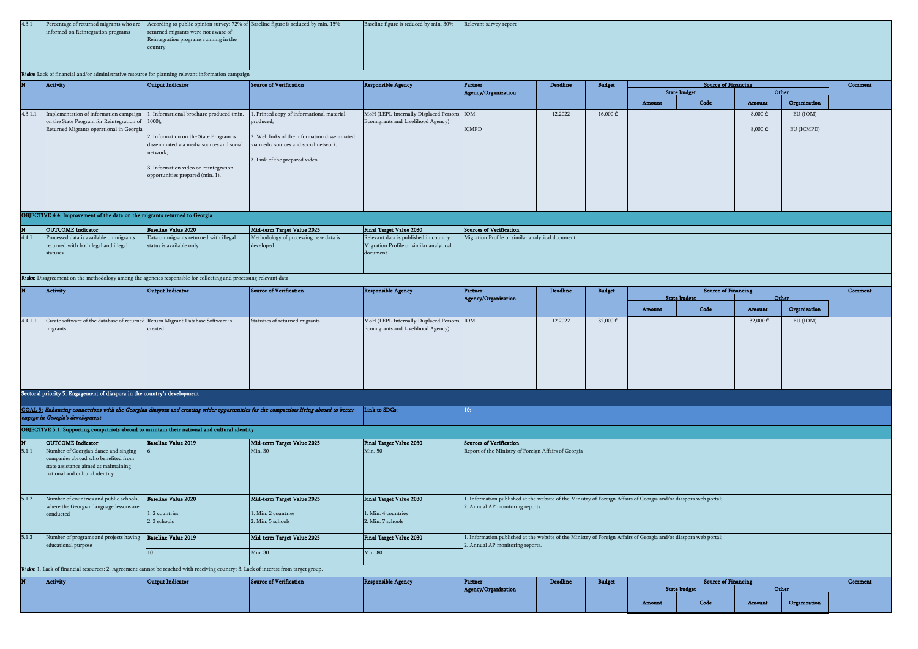| 4.3.1 | Percentage of returned migrants who are informed on Reintegration programs | According to public opinion survey: 72% of returned migrants were not aware of Reintegration programs running in the country | Baseline figure is reduced by min. 15% | Baseline figure is reduced by min. 30% | Relevant survey report |
|---|---|---|---|---|---|

**Risks:** Lack of financial and/or administrative resource for planning relevant information campaign

| N | Activity | Output Indicator | Source of Verification | Responsible Agency | Partner Agency/Organization | Deadline | Budget | Source of Financing | | | | Comment |
|---|---|---|---|---|---|---|---|---|---|---|---|---|
| | | | | | | | | State budget | | Other | | |
| | | | | | | | | Amount | Code | Amount | Organization | |
| 4.3.1.1 | Implementation of information campaign on the State Program for Reintegration of Returned Migrants operational in Georgia | 1. Informational brochure produced (min. 1000);<br>2. Information on the State Program is disseminated via media sources and social network;<br>3. Information video on reintegration opportunities prepared (min. 1). | 1. Printed copy of informational material produced;<br>2. Web links of the information disseminated via media sources and social network;<br>3. Link of the prepared video. | MoH (LEPL Internally Displaced Persons, Ecomigrants and Livelihood Agency) | IOM<br>ICMPD | 12.2022 | 16,000 ₾ | | | 8,000 ₾<br>8,000 ₾ | EU (IOM)<br>EU (ICMPD) | |

**OBJECTIVE 4.4. Improvement of the data on the migrants returned to Georgia**

| N | OUTCOME Indicator | Baseline Value 2020 | Mid-term Target Value 2025 | Final Target Value 2030 | Sources of Verification |
|---|---|---|---|---|---|
| 4.4.1 | Processed data is available on migrants returned with both legal and illegal statuses | Data on migrants returned with illegal status is available only | Methodology of processing new data is developed | Relevant data is published in country Migration Profile or similar analytical document | Migration Profile or similar analytical document |

**Risks:** Disagreement on the methodology among the agencies responsible for collecting and processing relevant data

| N | Activity | Output Indicator | Source of Verification | Responsible Agency | Partner Agency/Organization | Deadline | Budget | Source of Financing | | | | Comment |
|---|---|---|---|---|---|---|---|---|---|---|---|---|
| | | | | | | | | State budget | | Other | | |
| | | | | | | | | Amount | Code | Amount | Organization | |
| 4.4.1.1 | Create software of the database of returned migrants | Return Migrant Database Software is created | Statistics of returned migrants | MoH (LEPL Internally Displaced Persons, Ecomigrants and Livelihood Agency) | IOM | 12.2022 | 32,000 ₾ | | | 32,000 ₾ | EU (IOM) | |

**Sectoral priority 5. Engagement of diaspora in the country's development**

***GOAL 5: Enhancing connections with the Georgian diaspora and creating wider opportunities for the compatriots living abroad to better engage in Georgia's development*** — Link to SDGs: 10;

**OBJECTIVE 5.1. Supporting compatriots abroad to maintain their national and cultural identity**

| N | OUTCOME Indicator | Baseline Value 2019 | Mid-term Target Value 2025 | Final Target Value 2030 | Sources of Verification |
|---|---|---|---|---|---|
| 5.1.1 | Number of Georgian dance and singing companies abroad who benefited from state assistance aimed at maintaining national and cultural identity | 6 | Min. 30 | Min. 50 | Report of the Ministry of Foreign Affairs of Georgia |
| 5.1.2 | Number of countries and public schools, where the Georgian language lessons are conducted | **Baseline Value 2020**<br>1. 2 countries<br>2. 3 schools | **Mid-term Target Value 2025**<br>1. Min. 2 countries<br>2. Min. 5 schools | **Final Target Value 2030**<br>1. Min. 4 countries<br>2. Min. 7 schools | 1. Information published at the website of the Ministry of Foreign Affairs of Georgia and/or diaspora web portal;<br>2. Annual AP monitoring reports. |
| 5.1.3 | Number of programs and projects having educational purpose | **Baseline Value 2019**<br>10 | **Mid-term Target Value 2025**<br>Min. 30 | **Final Target Value 2030**<br>Min. 80 | 1. Information published at the website of the Ministry of Foreign Affairs of Georgia and/or diaspora web portal;<br>2. Annual AP monitoring reports. |

**Risks:** 1. Lack of financial resources; 2. Agreement cannot be reached with receiving country; 3. Lack of interest from target group.

| N | Activity | Output Indicator | Source of Verification | Responsible Agency | Partner Agency/Organization | Deadline | Budget | Source of Financing | | | | Comment |
|---|---|---|---|---|---|---|---|---|---|---|---|---|
| | | | | | | | | State budget | | Other | | |
| | | | | | | | | Amount | Code | Amount | Organization | |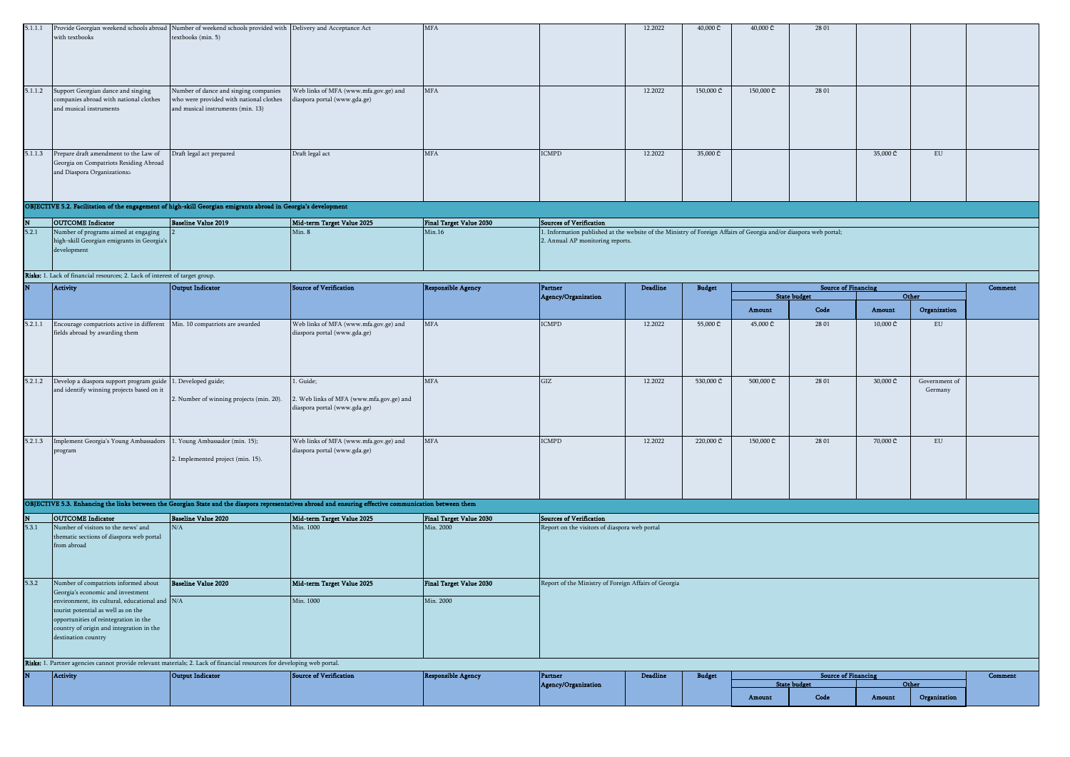| N | Activity | Output Indicator | Source of Verification | Responsible Agency | Partner Agency/Organization | Deadline | Budget | State budget Amount | State budget Code | Other Amount | Other Organization | Comment |
|---|---|---|---|---|---|---|---|---|---|---|---|---|
| 5.1.1.1 | Provide Georgian weekend schools abroad with textbooks | Number of weekend schools provided with textbooks (min. 5) | Delivery and Acceptance Act | MFA | | 12.2022 | 40,000 ₾ | 40,000 ₾ | 28 01 | | | |
| 5.1.1.2 | Support Georgian dance and singing companies abroad with national clothes and musical instruments | Number of dance and singing companies who were provided with national clothes and musical instruments (min. 13) | Web links of MFA (www.mfa.gov.ge) and diaspora portal (www.gda.ge) | MFA | | 12.2022 | 150,000 ₾ | 150,000 ₾ | 28 01 | | | |
| 5.1.1.3 | Prepare draft amendment to the Law of Georgia on Compatriots Residing Abroad and Diaspora Organizations» | Draft legal act prepared | Draft legal act | MFA | ICMPD | 12.2022 | 35,000 ₾ | | | 35,000 ₾ | EU | |

**OBJECTIVE 5.2. Facilitation of the engagement of high-skill Georgian emigrants abroad in Georgia's development**

| N | OUTCOME Indicator | Baseline Value 2019 | Mid-term Target Value 2025 | Final Target Value 2030 | Sources of Verification |
|---|---|---|---|---|---|
| 5.2.1 | Number of programs aimed at engaging high-skill Georgian emigrants in Georgia's development | 2 | Min. 8 | Min.16 | 1. Information published at the website of the Ministry of Foreign Affairs of Georgia and/or diaspora web portal; 2. Annual AP monitoring reports. |

**Risks:** 1. Lack of financial resources; 2. Lack of interest of target group.

| N | Activity | Output Indicator | Source of Verification | Responsible Agency | Partner Agency/Organization | Deadline | Budget | Source of Financing: State budget Amount | State budget Code | Other Amount | Other Organization | Comment |
|---|---|---|---|---|---|---|---|---|---|---|---|---|
| 5.2.1.1 | Encourage compatriots active in different fields abroad by awarding them | Min. 10 compatriots are awarded | Web links of MFA (www.mfa.gov.ge) and diaspora portal (www.gda.ge) | MFA | ICMPD | 12.2022 | 55,000 ₾ | 45,000 ₾ | 28 01 | 10,000 ₾ | EU | |
| 5.2.1.2 | Develop a diaspora support program guide and identify winning projects based on it | 1. Developed guide;<br>2. Number of winning projects (min. 20). | 1. Guide;<br>2. Web links of MFA (www.mfa.gov.ge) and diaspora portal (www.gda.ge) | MFA | GIZ | 12.2022 | 530,000 ₾ | 500,000 ₾ | 28 01 | 30,000 ₾ | Government of Germany | |
| 5.2.1.3 | Implement Georgia's Young Ambassadors program | 1. Young Ambassador (min. 15);<br>2. Implemented project (min. 15). | Web links of MFA (www.mfa.gov.ge) and diaspora portal (www.gda.ge) | MFA | ICMPD | 12.2022 | 220,000 ₾ | 150,000 ₾ | 28 01 | 70,000 ₾ | EU | |

**OBJECTIVE 5.3. Enhancing the links between the Georgian State and the diaspora representatives abroad and ensuring effective communication between them**

| N | OUTCOME Indicator | Baseline Value 2020 | Mid-term Target Value 2025 | Final Target Value 2030 | Sources of Verification |
|---|---|---|---|---|---|
| 5.3.1 | Number of visitors to the news' and thematic sections of diaspora web portal from abroad | N/A | Min. 1000 | Min. 2000 | Report on the visitors of diaspora web portal |
| 5.3.2 | Number of compatriots informed about Georgia's economic and investment environment, its cultural, educational and tourist potential as well as on the opportunities of reintegration in the country of origin and integration in the destination country | N/A | Min. 1000 | Min. 2000 | Report of the Ministry of Foreign Affairs of Georgia |

**Risks:** 1. Partner agencies cannot provide relevant materials; 2. Lack of financial resources for developing web portal.

| N | Activity | Output Indicator | Source of Verification | Responsible Agency | Partner Agency/Organization | Deadline | Budget | Source of Financing: State budget Amount | State budget Code | Other Amount | Other Organization | Comment |
|---|---|---|---|---|---|---|---|---|---|---|---|---|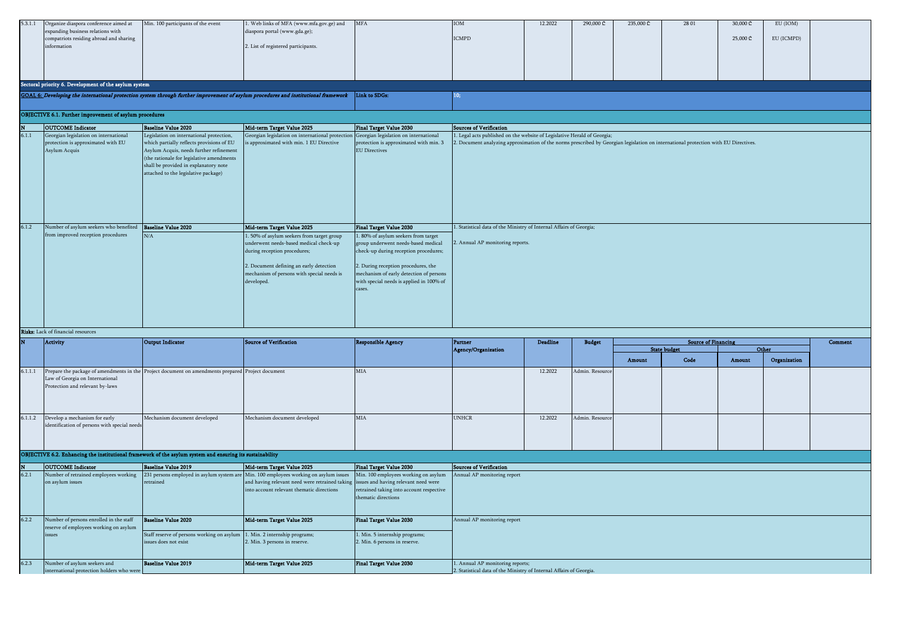| 5.3.1.1 | Organize diaspora conference aimed at expanding business relations with compatriots residing abroad and sharing information | Min. 100 participants of the event | 1. Web links of MFA (www.mfa.gov.ge) and diaspora portal (www.gda.ge); 2. List of registered participants. | MFA | IOM ICMPD | 12.2022 | 290,000 ₾ | 235,000 ₾ | 28 01 | 30,000 ₾ 25,000 ₾ | EU (IOM) EU (ICMPD) | |
|---|---|---|---|---|---|---|---|---|---|---|---|---|

**Sectoral priority 6. Development of the asylum system**

**GOAL 6:** ***Developing the international protection system through further improvement of asylum procedures and institutional framework*** | **Link to SDGs:** | **10;**

**OBJECTIVE 6.1. Further improvement of asylum procedures**

| N | OUTCOME Indicator | Baseline Value 2020 | Mid-term Target Value 2025 | Final Target Value 2030 | Sources of Verification |
|---|---|---|---|---|---|
| 6.1.1 | Georgian legislation on international protection is approximated with EU Asylum Acquis | Legislation on international protection, which partially reflects provisions of EU Asylum Acquis, needs further refinement (the rationale for legislative amendments shall be provided in explanatory note attached to the legislative package) | Georgian legislation on international protection is approximated with min. 1 EU Directive | Georgian legislation on international protection is approximated with min. 3 EU Directives | 1. Legal acts published on the website of Legislative Herald of Georgia; 2. Document analyzing approximation of the norms prescribed by Georgian legislation on international protection with EU Directives. |
| 6.1.2 | Number of asylum seekers who benefited from improved reception procedures | **Baseline Value 2020** N/A | **Mid-term Target Value 2025** 1. 50% of asylum seekers from target group underwent needs-based medical check-up during reception procedures; 2. Document defining an early detection mechanism of persons with special needs is developed. | **Final Target Value 2030** 1. 80% of asylum seekers from target group underwent needs-based medical check-up during reception procedures; 2. During reception procedures, the mechanism of early detection of persons with special needs is applied in 100% of cases. | 1. Statistical data of the Ministry of Internal Affairs of Georgia; 2. Annual AP monitoring reports. |

**Risks:** Lack of financial resources

| N | Activity | Output Indicator | Source of Verification | Responsible Agency | Partner Agency/Organization | Deadline | Budget | Source of Financing | | | | Comment |
|---|---|---|---|---|---|---|---|---|---|---|---|---|
| | | | | | | | | State budget | | Other | | |
| | | | | | | | | Amount | Code | Amount | Organization | |
| 6.1.1.1 | Prepare the package of amendments in the Law of Georgia on International Protection and relevant by-laws | Project document on amendments prepared | Project document | MIA | | 12.2022 | Admin. Resource | | | | | |
| 6.1.1.2 | Develop a mechanism for early identification of persons with special needs | Mechanism document developed | Mechanism document developed | MIA | UNHCR | 12.2022 | Admin. Resource | | | | | |

**OBJECTIVE 6.2. Enhancing the institutional framework of the asylum system and ensuring its sustainability**

| N | OUTCOME Indicator | Baseline Value 2019 | Mid-term Target Value 2025 | Final Target Value 2030 | Sources of Verification |
|---|---|---|---|---|---|
| 6.2.1 | Number of retrained employees working on asylum issues | 231 persons employed in asylum system are retrained | Min. 100 employees working on asylum issues and having relevant need were retrained taking into account relevant thematic directions | Min. 100 employees working on asylum issues and having relevant need were retrained taking into account respective thematic directions | Annual AP monitoring report |
| 6.2.2 | Number of persons enrolled in the staff reserve of employees working on asylum issues | **Baseline Value 2020** Staff reserve of persons working on asylum issues does not exist | **Mid-term Target Value 2025** 1. Min. 2 internship programs; 2. Min. 3 persons in reserve. | **Final Target Value 2030** 1. Min. 5 internship programs; 2. Min. 6 persons in reserve. | Annual AP monitoring report |
| 6.2.3 | Number of asylum seekers and international protection holders who were | **Baseline Value 2019** | **Mid-term Target Value 2025** | **Final Target Value 2030** | 1. Annual AP monitoring reports; 2. Statistical data of the Ministry of Internal Affairs of Georgia. |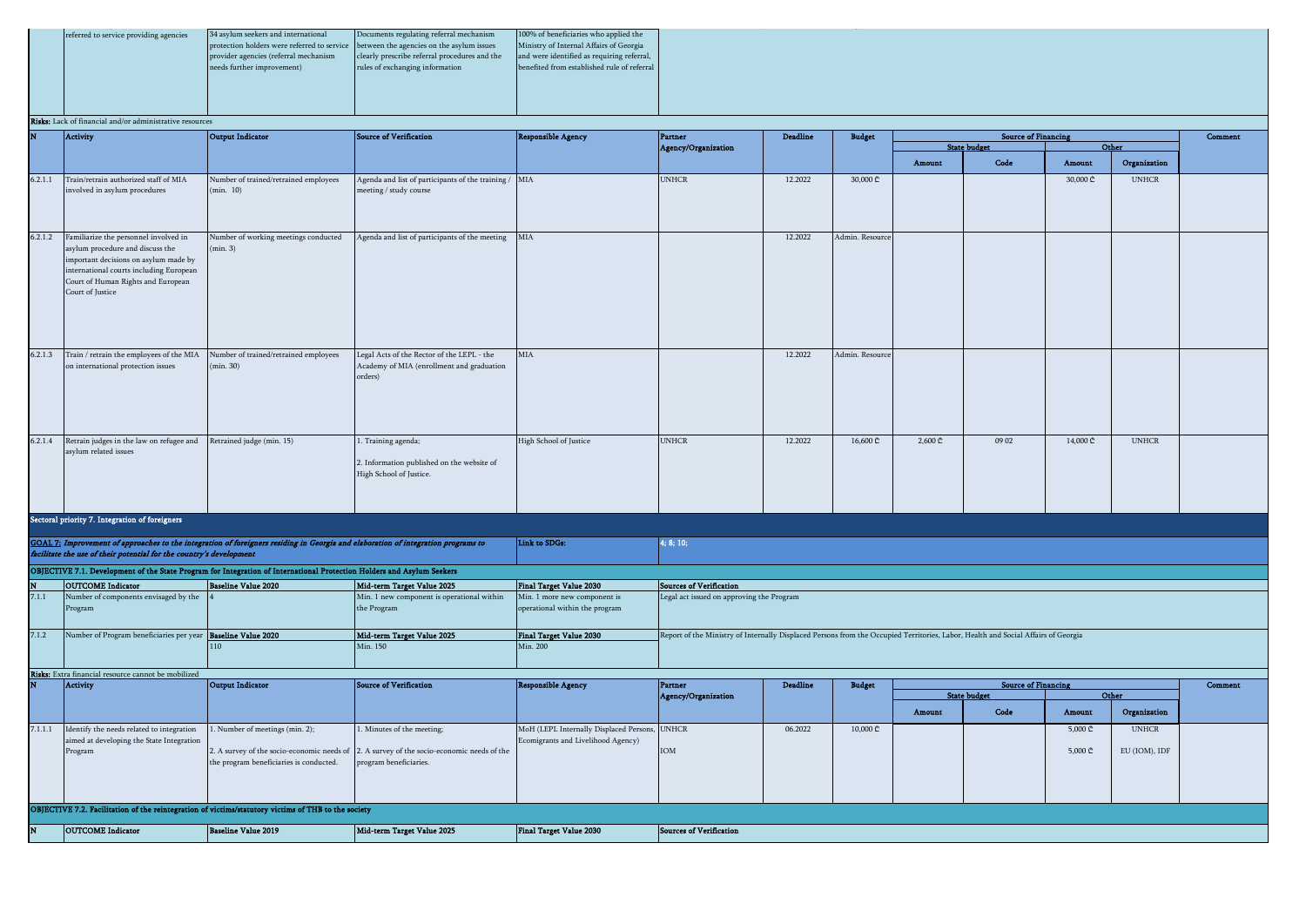| | referred to service providing agencies | 34 asylum seekers and international protection holders were referred to service provider agencies (referral mechanism needs further improvement) | Documents regulating referral mechanism between the agencies on the asylum issues clearly prescribe referral procedures and the rules of exchanging information | 100% of beneficiaries who applied the Ministry of Internal Affairs of Georgia and were identified as requiring referral, benefited from established rule of referral | |
|---|---|---|---|---|---|

**Risks:** Lack of financial and/or administrative resources

| N | Activity | Output Indicator | Source of Verification | Responsible Agency | Partner Agency/Organization | Deadline | Budget | Source of Financing | | | | Comment |
|---|---|---|---|---|---|---|---|---|---|---|---|---|
| | | | | | | | | State budget | | Other | | |
| | | | | | | | | Amount | Code | Amount | Organization | |
| 6.2.1.1 | Train/retrain authorized staff of MIA involved in asylum procedures | Number of trained/retrained employees (min. 10) | Agenda and list of participants of the training / meeting / study course | MIA | UNHCR | 12.2022 | 30,000 ₾ | | | 30,000 ₾ | UNHCR | |
| 6.2.1.2 | Familiarize the personnel involved in asylum procedure and discuss the important decisions on asylum made by international courts including European Court of Human Rights and European Court of Justice | Number of working meetings conducted (min. 3) | Agenda and list of participants of the meeting | MIA | | 12.2022 | Admin. Resource | | | | | |
| 6.2.1.3 | Train / retrain the employees of the MIA on international protection issues | Number of trained/retrained employees (min. 30) | Legal Acts of the Rector of the LEPL - the Academy of MIA (enrollment and graduation orders) | MIA | | 12.2022 | Admin. Resource | | | | | |
| 6.2.1.4 | Retrain judges in the law on refugee and asylum related issues | Retrained judge (min. 15) | 1. Training agenda;<br><br>2. Information published on the website of High School of Justice. | High School of Justice | UNHCR | 12.2022 | 16,600 ₾ | 2,600 ₾ | 09 02 | 14,000 ₾ | UNHCR | |

**Sectoral priority 7. Integration of foreigners**

| GOAL 7: *Improvement of approaches to the integration of foreigners residing in Georgia and elaboration of integration programs to facilitate the use of their potential for the country's development* | Link to SDGs: | 4; 8; 10; |
|---|---|---|

**OBJECTIVE 7.1. Development of the State Program for Integration of International Protection Holders and Asylum Seekers**

| N | OUTCOME Indicator | Baseline Value 2020 | Mid-term Target Value 2025 | Final Target Value 2030 | Sources of Verification |
|---|---|---|---|---|---|
| 7.1.1 | Number of components envisaged by the Program | 4 | Min. 1 new component is operational within the Program | Min. 1 more new component is operational within the program | Legal act issued on approving the Program |
| 7.1.2 | Number of Program beneficiaries per year | Baseline Value 2020<br>110 | Mid-term Target Value 2025<br>Min. 150 | Final Target Value 2030<br>Min. 200 | Report of the Ministry of Internally Displaced Persons from the Occupied Territories, Labor, Health and Social Affairs of Georgia |

**Risks:** Extra financial resource cannot be mobilized

| N | Activity | Output Indicator | Source of Verification | Responsible Agency | Partner Agency/Organization | Deadline | Budget | Source of Financing | | | | Comment |
|---|---|---|---|---|---|---|---|---|---|---|---|---|
| | | | | | | | | State budget | | Other | | |
| | | | | | | | | Amount | Code | Amount | Organization | |
| 7.1.1.1 | Identify the needs related to integration aimed at developing the State Integration Program | 1. Number of meetings (min. 2);<br><br>2. A survey of the socio-economic needs of the program beneficiaries is conducted. | 1. Minutes of the meeting;<br><br>2. A survey of the socio-economic needs of the program beneficiaries. | MoH (LEPL Internally Displaced Persons, Ecomigrants and Livelihood Agency) | UNHCR<br><br>IOM | 06.2022 | 10,000 ₾ | | | 5,000 ₾<br><br>5,000 ₾ | UNHCR<br><br>EU (IOM), IDF | |

**OBJECTIVE 7.2. Facilitation of the reintegration of victims/statutory victims of THB to the society**

| N | OUTCOME Indicator | Baseline Value 2019 | Mid-term Target Value 2025 | Final Target Value 2030 | Sources of Verification |
|---|---|---|---|---|---|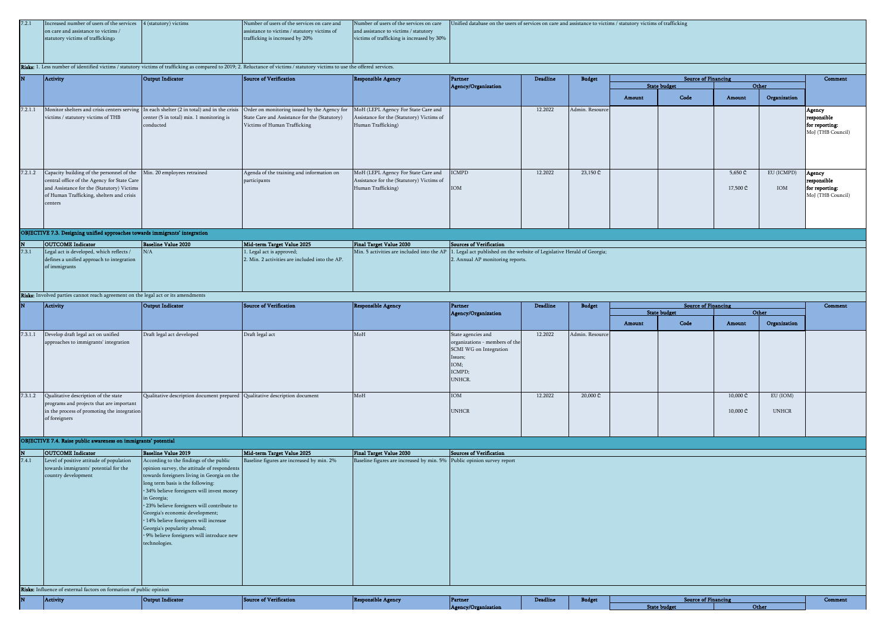| 7.2.1 | Increased number of users of the services on care and assistance to victims / statutory victims of trafficking | 4 (statutory) victims | Number of users of the services on care and assistance to victims / statutory victims of trafficking is increased by 20% | Number of users of the services on care and assistance to victims / statutory victims of trafficking is increased by 30% | Unified database on the users of services on care and assistance to victims / statutory victims of trafficking |
|---|---|---|---|---|---|

**Risks:** 1. Less number of identified victims / statutory victims of trafficking as compared to 2019; 2. Reluctance of victims / statutory victims to use the offered services.

| N | Activity | Output Indicator | Source of Verification | Responsible Agency | Partner Agency/Organization | Deadline | Budget | Source of Financing: State budget: Amount | Code | Other: Amount | Organization | Comment |
|---|---|---|---|---|---|---|---|---|---|---|---|---|
| 7.2.1.1 | Monitor shelters and crisis centers serving victims / statutory victims of THB | In each shelter (2 in total) and in the crisis center (5 in total) min. 1 monitoring is conducted | Order on monitoring issued by the Agency for State Care and Assistance for the (Statutory) Victims of Human Trafficking | MoH (LEPL Agency For State Care and Assistance for the (Statutory) Victims of Human Trafficking) | | 12.2022 | Admin. Resource | | | | | **Agency responsible for reporting:** MoJ (THB Council) |
| 7.2.1.2 | Capacity building of the personnel of the central office of the Agency for State Care and Assistance for the (Statutory) Victims of Human Trafficking, shelters and crisis centers | Min. 20 employees retrained | Agenda of the training and information on participants | MoH (LEPL Agency For State Care and Assistance for the (Statutory) Victims of Human Trafficking) | ICMPD<br>IOM | 12.2022 | 23,150 ₾ | | | 5,650 ₾<br>17,500 ₾ | EU (ICMPD)<br>IOM | **Agency responsible for reporting:** MoJ (THB Council) |

**OBJECTIVE 7.3. Designing unified approaches towards immigrants' integration**

| N | OUTCOME Indicator | Baseline Value 2020 | Mid-term Target Value 2025 | Final Target Value 2030 | Sources of Verification |
|---|---|---|---|---|---|
| 7.3.1 | Legal act is developed, which reflects / defines a unified approach to integration of immigrants | N/A | 1. Legal act is approved;<br>2. Min. 2 activities are included into the AP. | Min. 5 activities are included into the AP | 1. Legal act published on the website of Legislative Herald of Georgia;<br>2. Annual AP monitoring reports. |

**Risks:** Involved parties cannot reach agreement on the legal act or its amendments

| N | Activity | Output Indicator | Source of Verification | Responsible Agency | Partner Agency/Organization | Deadline | Budget | Source of Financing: State budget: Amount | Code | Other: Amount | Organization | Comment |
|---|---|---|---|---|---|---|---|---|---|---|---|---|
| 7.3.1.1 | Develop draft legal act on unified approaches to immigrants' integration | Draft legal act developed | Draft legal act | MoH | State agencies and organizations - members of the SCMI WG on Integration Issues;<br>IOM;<br>ICMPD;<br>UNHCR. | 12.2022 | Admin. Resource | | | | | |
| 7.3.1.2 | Qualitative description of the state programs and projects that are important in the process of promoting the integration of foreigners | Qualitative description document prepared | Qualitative description document | MoH | IOM<br>UNHCR | 12.2022 | 20,000 ₾ | | | 10,000 ₾<br>10,000 ₾ | EU (IOM)<br>UNHCR | |

**OBJECTIVE 7.4. Raise public awareness on immigrants' potential**

| N | OUTCOME Indicator | Baseline Value 2019 | Mid-term Target Value 2025 | Final Target Value 2030 | Sources of Verification |
|---|---|---|---|---|---|
| 7.4.1 | Level of positive attitude of population towards immigrants' potential for the country development | According to the findings of the public opinion survey, the attitude of respondents towards foreigners living in Georgia on the long term basis is the following:<br>• 34% believe foreigners will invest money in Georgia;<br>• 23% believe foreigners will contribute to Georgia's economic development;<br>• 14% believe foreigners will increase Georgia's popularity abroad;<br>• 9% believe foreigners will introduce new technologies. | Baseline figures are increased by min. 2% | Baseline figures are increased by min. 5% | Public opinion survey report |

**Risks:** Influence of external factors on formation of public opinion

| N | Activity | Output Indicator | Source of Verification | Responsible Agency | Partner Agency/Organization | Deadline | Budget | Source of Financing: State budget | | Other | | Comment |
|---|---|---|---|---|---|---|---|---|---|---|---|---|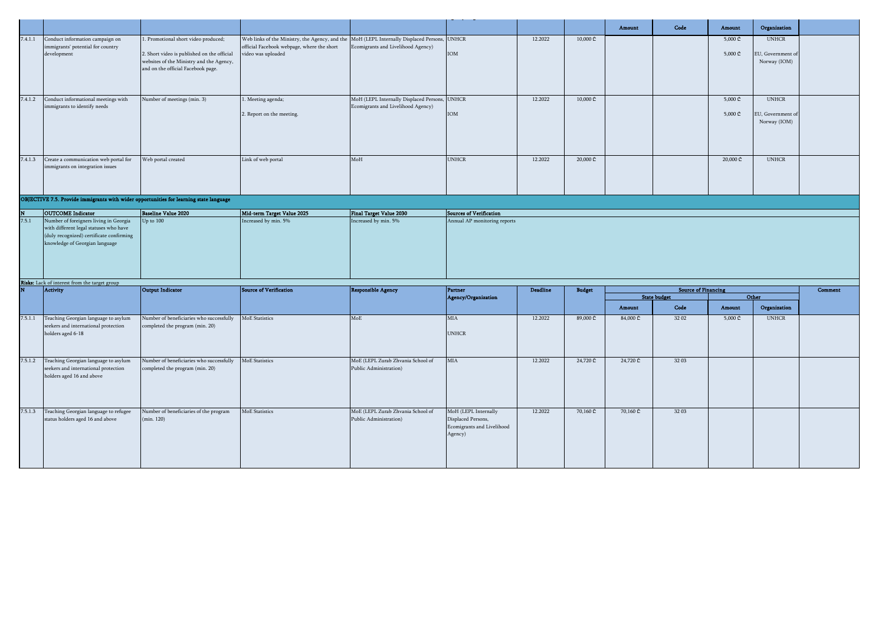| | | | | | | | Amount | Code | Amount | Organization | |
|---|---|---|---|---|---|---|---|---|---|---|---|
| 7.4.1.1 | Conduct information campaign on immigrants' potential for country development | 1. Promotional short video produced;<br>2. Short video is published on the official websites of the Ministry and the Agency, and on the official Facebook page. | Web links of the Ministry, the Agency, and the official Facebook webpage, where the short video was uploaded | MoH (LEPL Internally Displaced Persons, Ecomigrants and Livelihood Agency) | UNHCR<br>IOM | 12.2022 | 10,000 ₾ | | | 5,000 ₾<br>5,000 ₾ | UNHCR<br>EU, Government of Norway (IOM) | |
| 7.4.1.2 | Conduct informational meetings with immigrants to identify needs | Number of meetings (min. 3) | 1. Meeting agenda;<br>2. Report on the meeting. | MoH (LEPL Internally Displaced Persons, Ecomigrants and Livelihood Agency) | UNHCR<br>IOM | 12.2022 | 10,000 ₾ | | | 5,000 ₾<br>5,000 ₾ | UNHCR<br>EU, Government of Norway (IOM) | |
| 7.4.1.3 | Create a communication web portal for immigrants on integration issues | Web portal created | Link of web portal | MoH | UNHCR | 12.2022 | 20,000 ₾ | | | 20,000 ₾ | UNHCR | |

**OBJECTIVE 7.5. Provide immigrants with wider opportunities for learning state language**

| N | OUTCOME Indicator | Baseline Value 2020 | Mid-term Target Value 2025 | Final Target Value 2030 | Sources of Verification |
|---|---|---|---|---|---|
| 7.5.1 | Number of foreigners living in Georgia with different legal statuses who have (duly recognized) certificate confirming knowledge of Georgian language | Up to 100 | Increased by min. 5% | Increased by min. 5% | Annual AP monitoring reports |

**Risks:** Lack of interest from the target group

| N | Activity | Output Indicator | Source of Verification | Responsible Agency | Partner Agency/Organization | Deadline | Budget | Source of Financing | | | | Comment |
|---|---|---|---|---|---|---|---|---|---|---|---|---|
| | | | | | | | | State budget | | Other | | |
| | | | | | | | | Amount | Code | Amount | Organization | |
| 7.5.1.1 | Teaching Georgian language to asylum seekers and international protection holders aged 6-18 | Number of beneficiaries who successfully completed the program (min. 20) | MoE Statistics | MoE | MIA<br>UNHCR | 12.2022 | 89,000 ₾ | 84,000 ₾ | 32 02 | 5,000 ₾ | UNHCR | |
| 7.5.1.2 | Teaching Georgian language to asylum seekers and international protection holders aged 16 and above | Number of beneficiaries who successfully completed the program (min. 20) | MoE Statistics | MoE (LEPL Zurab Zhvania School of Public Administration) | MIA | 12.2022 | 24,720 ₾ | 24,720 ₾ | 32 03 | | | |
| 7.5.1.3 | Teaching Georgian language to refugee status holders aged 16 and above | Number of beneficiaries of the program (min. 120) | MoE Statistics | MoE (LEPL Zurab Zhvania School of Public Administration) | MoH (LEPL Internally Displaced Persons, Ecomigrants and Livelihood Agency) | 12.2022 | 70,160 ₾ | 70,160 ₾ | 32 03 | | | |